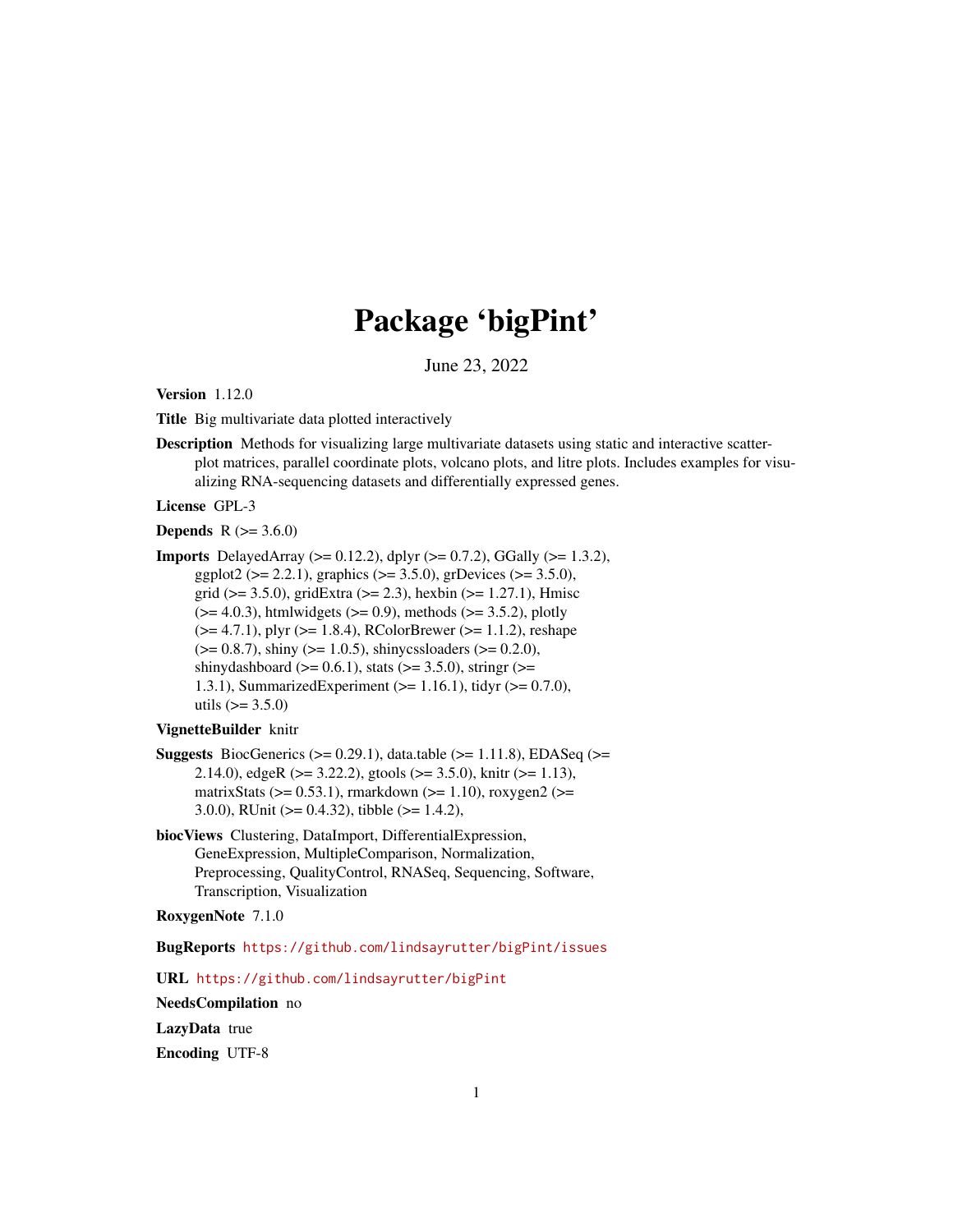# Package 'bigPint'

June 23, 2022

**Version** 1.12.0

**Title** Big multivariate data plotted interactively

**Description** Methods for visualizing large multivariate datasets using static and interactive scatterplot matrices, parallel coordinate plots, volcano plots, and litre plots. Includes examples for visualizing RNA-sequencing datasets and differentially expressed genes.

**License** GPL-3

**Depends** R (>= 3.6.0)

**Imports** DelayedArray (>= 0.12.2), dplyr (>= 0.7.2), GGally (>= 1.3.2), ggplot2 (>= 2.2.1), graphics (>= 3.5.0), grDevices (>= 3.5.0), grid (>= 3.5.0), gridExtra (>= 2.3), hexbin (>= 1.27.1), Hmisc (>= 4.0.3), htmlwidgets (>= 0.9), methods (>= 3.5.2), plotly (>= 4.7.1), plyr (>= 1.8.4), RColorBrewer (>= 1.1.2), reshape (>= 0.8.7), shiny (>= 1.0.5), shinycssloaders (>= 0.2.0), shinydashboard (>= 0.6.1), stats (>= 3.5.0), stringr (>= 1.3.1), SummarizedExperiment (>= 1.16.1), tidyr (>= 0.7.0), utils (>= 3.5.0)

**VignetteBuilder** knitr

**Suggests** BiocGenerics (>= 0.29.1), data.table (>= 1.11.8), EDASeq (>= 2.14.0), edgeR (>= 3.22.2), gtools (>= 3.5.0), knitr (>= 1.13), matrixStats (>= 0.53.1), rmarkdown (>= 1.10), roxygen2 (>= 3.0.0), RUnit (>= 0.4.32), tibble (>= 1.4.2),

**biocViews** Clustering, DataImport, DifferentialExpression, GeneExpression, MultipleComparison, Normalization, Preprocessing, QualityControl, RNASeq, Sequencing, Software, Transcription, Visualization

**RoxygenNote** 7.1.0

**BugReports** https://github.com/lindsayrutter/bigPint/issues

**URL** https://github.com/lindsayrutter/bigPint

**NeedsCompilation** no

**LazyData** true

**Encoding** UTF-8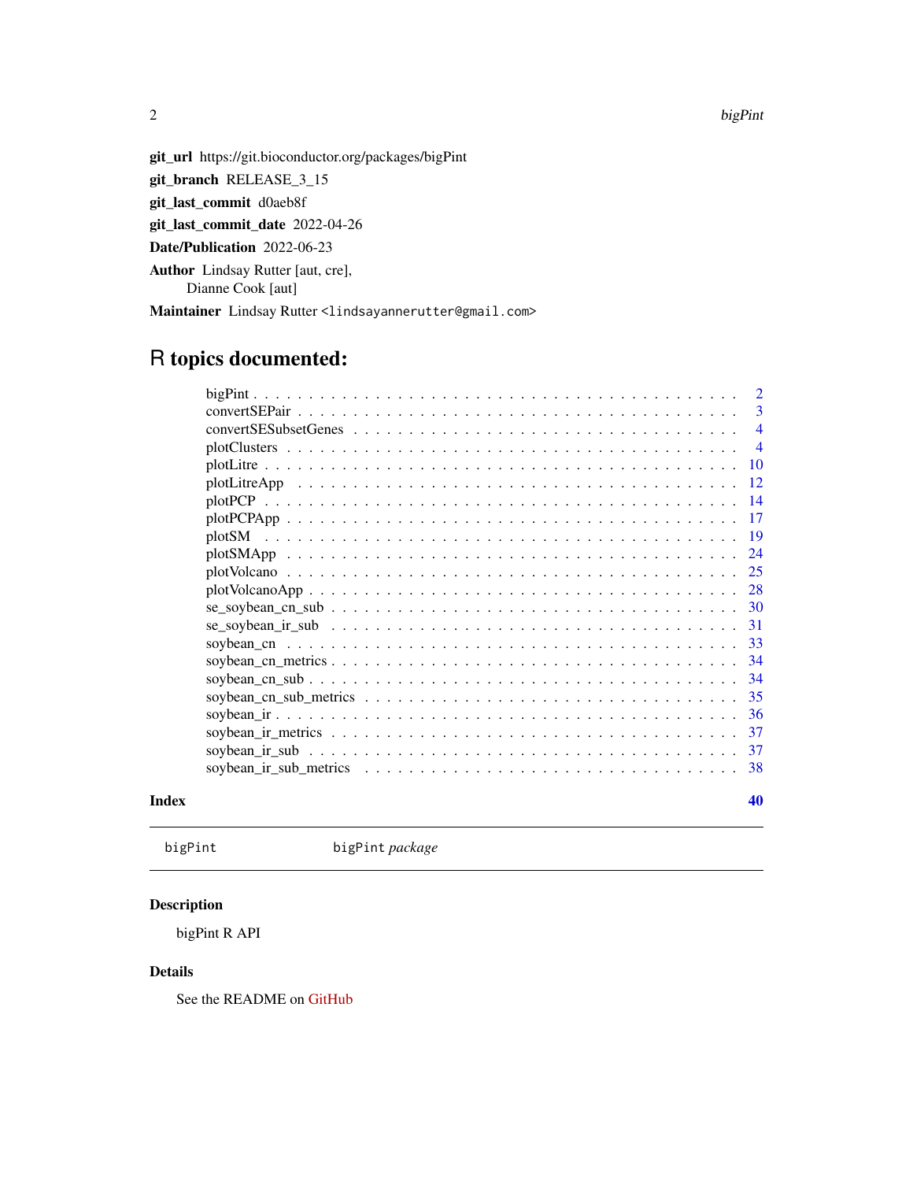**git_url** https://git.bioconductor.org/packages/bigPint

**git_branch** RELEASE_3_15

**git_last_commit** d0aeb8f

**git_last_commit_date** 2022-04-26

**Date/Publication** 2022-06-23

**Author** Lindsay Rutter [aut, cre],
Dianne Cook [aut]

**Maintainer** Lindsay Rutter <lindsayannerutter@gmail.com>

# R topics documented:

| | |
|---|---|
| bigPint | 2 |
| convertSEPair | 3 |
| convertSESubsetGenes | 4 |
| plotClusters | 4 |
| plotLitre | 10 |
| plotLitreApp | 12 |
| plotPCP | 14 |
| plotPCPApp | 17 |
| plotSM | 19 |
| plotSMApp | 24 |
| plotVolcano | 25 |
| plotVolcanoApp | 28 |
| se_soybean_cn_sub | 30 |
| se_soybean_ir_sub | 31 |
| soybean_cn | 33 |
| soybean_cn_metrics | 34 |
| soybean_cn_sub | 34 |
| soybean_cn_sub_metrics | 35 |
| soybean_ir | 36 |
| soybean_ir_metrics | 37 |
| soybean_ir_sub | 37 |
| soybean_ir_sub_metrics | 38 |

**Index** **40**

---

bigPint &emsp;&emsp; *bigPint package*

---

### Description

bigPint R API

### Details

See the README on GitHub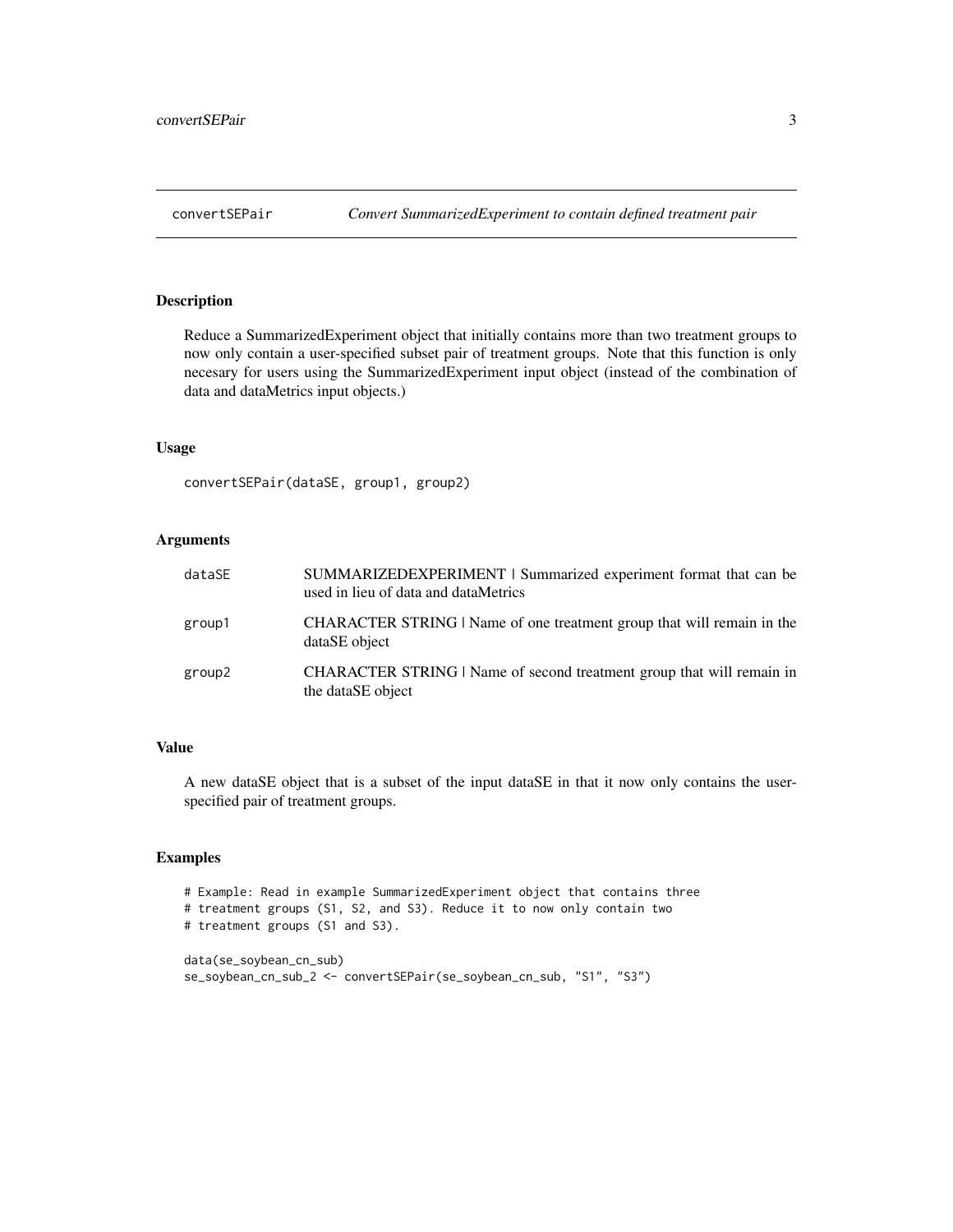## convertSEPair — *Convert SummarizedExperiment to contain defined treatment pair*

### Description

Reduce a SummarizedExperiment object that initially contains more than two treatment groups to now only contain a user-specified subset pair of treatment groups. Note that this function is only necesary for users using the SummarizedExperiment input object (instead of the combination of data and dataMetrics input objects.)

### Usage

```
convertSEPair(dataSE, group1, group2)
```

### Arguments

| | |
|---|---|
| `dataSE` | SUMMARIZEDEXPERIMENT \| Summarized experiment format that can be used in lieu of data and dataMetrics |
| `group1` | CHARACTER STRING \| Name of one treatment group that will remain in the dataSE object |
| `group2` | CHARACTER STRING \| Name of second treatment group that will remain in the dataSE object |

### Value

A new dataSE object that is a subset of the input dataSE in that it now only contains the user-specified pair of treatment groups.

### Examples

```
# Example: Read in example SummarizedExperiment object that contains three
# treatment groups (S1, S2, and S3). Reduce it to now only contain two
# treatment groups (S1 and S3).

data(se_soybean_cn_sub)
se_soybean_cn_sub_2 <- convertSEPair(se_soybean_cn_sub, "S1", "S3")
```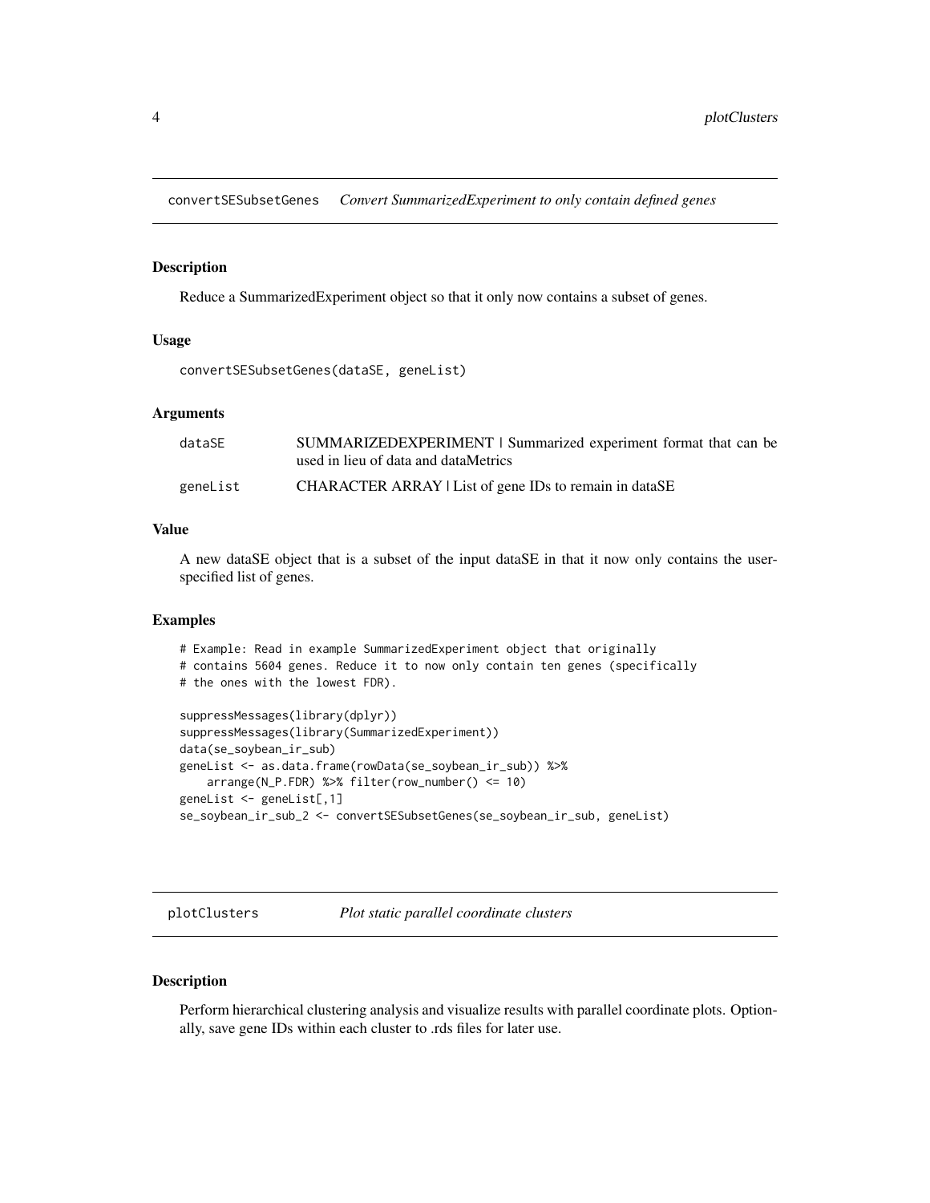## convertSESubsetGenes — *Convert SummarizedExperiment to only contain defined genes*

### Description

Reduce a SummarizedExperiment object so that it only now contains a subset of genes.

### Usage

```
convertSESubsetGenes(dataSE, geneList)
```

### Arguments

| | |
|---|---|
| dataSE | SUMMARIZEDEXPERIMENT \| Summarized experiment format that can be used in lieu of data and dataMetrics |
| geneList | CHARACTER ARRAY \| List of gene IDs to remain in dataSE |

### Value

A new dataSE object that is a subset of the input dataSE in that it now only contains the user-specified list of genes.

### Examples

```
# Example: Read in example SummarizedExperiment object that originally
# contains 5604 genes. Reduce it to now only contain ten genes (specifically
# the ones with the lowest FDR).

suppressMessages(library(dplyr))
suppressMessages(library(SummarizedExperiment))
data(se_soybean_ir_sub)
geneList <- as.data.frame(rowData(se_soybean_ir_sub)) %>%
    arrange(N_P.FDR) %>% filter(row_number() <= 10)
geneList <- geneList[,1]
se_soybean_ir_sub_2 <- convertSESubsetGenes(se_soybean_ir_sub, geneList)
```

## plotClusters — *Plot static parallel coordinate clusters*

### Description

Perform hierarchical clustering analysis and visualize results with parallel coordinate plots. Optionally, save gene IDs within each cluster to .rds files for later use.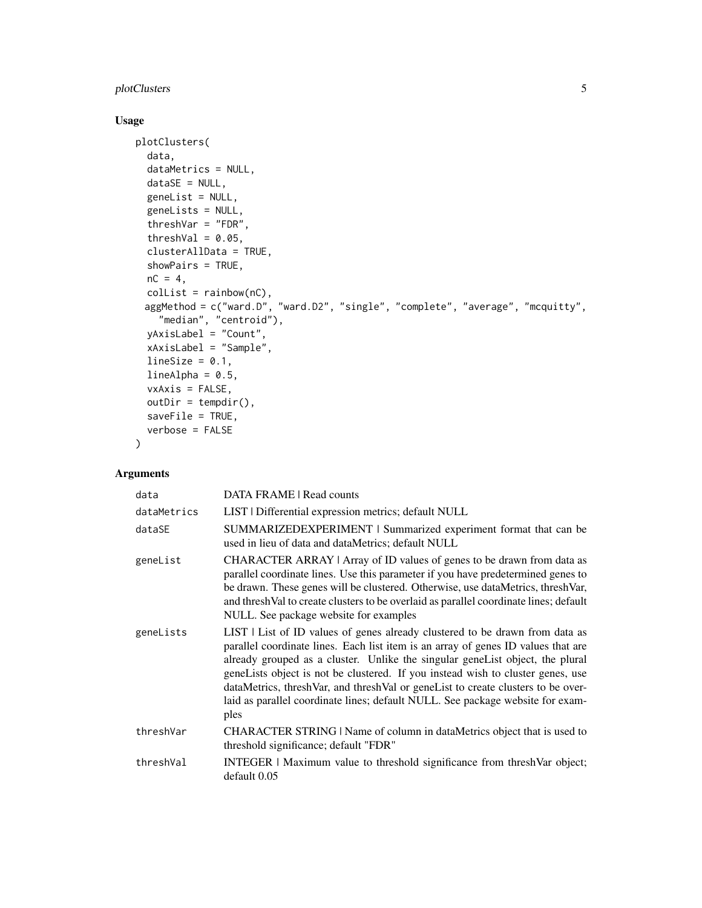## Usage

```
plotClusters(
  data,
  dataMetrics = NULL,
  dataSE = NULL,
  geneList = NULL,
  geneLists = NULL,
  threshVar = "FDR",
  threshVal = 0.05,
  clusterAllData = TRUE,
  showPairs = TRUE,
  nC = 4,
  colList = rainbow(nC),
  aggMethod = c("ward.D", "ward.D2", "single", "complete", "average", "mcquitty",
    "median", "centroid"),
  yAxisLabel = "Count",
  xAxisLabel = "Sample",
  lineSize = 0.1,
  lineAlpha = 0.5,
  vxAxis = FALSE,
  outDir = tempdir(),
  saveFile = TRUE,
  verbose = FALSE
)
```

## Arguments

| | |
|---|---|
| data | DATA FRAME \| Read counts |
| dataMetrics | LIST \| Differential expression metrics; default NULL |
| dataSE | SUMMARIZEDEXPERIMENT \| Summarized experiment format that can be used in lieu of data and dataMetrics; default NULL |
| geneList | CHARACTER ARRAY \| Array of ID values of genes to be drawn from data as parallel coordinate lines. Use this parameter if you have predetermined genes to be drawn. These genes will be clustered. Otherwise, use dataMetrics, threshVar, and threshVal to create clusters to be overlaid as parallel coordinate lines; default NULL. See package website for examples |
| geneLists | LIST \| List of ID values of genes already clustered to be drawn from data as parallel coordinate lines. Each list item is an array of genes ID values that are already grouped as a cluster. Unlike the singular geneList object, the plural geneLists object is not be clustered. If you instead wish to cluster genes, use dataMetrics, threshVar, and threshVal or geneList to create clusters to be overlaid as parallel coordinate lines; default NULL. See package website for examples |
| threshVar | CHARACTER STRING \| Name of column in dataMetrics object that is used to threshold significance; default "FDR" |
| threshVal | INTEGER \| Maximum value to threshold significance from threshVar object; default 0.05 |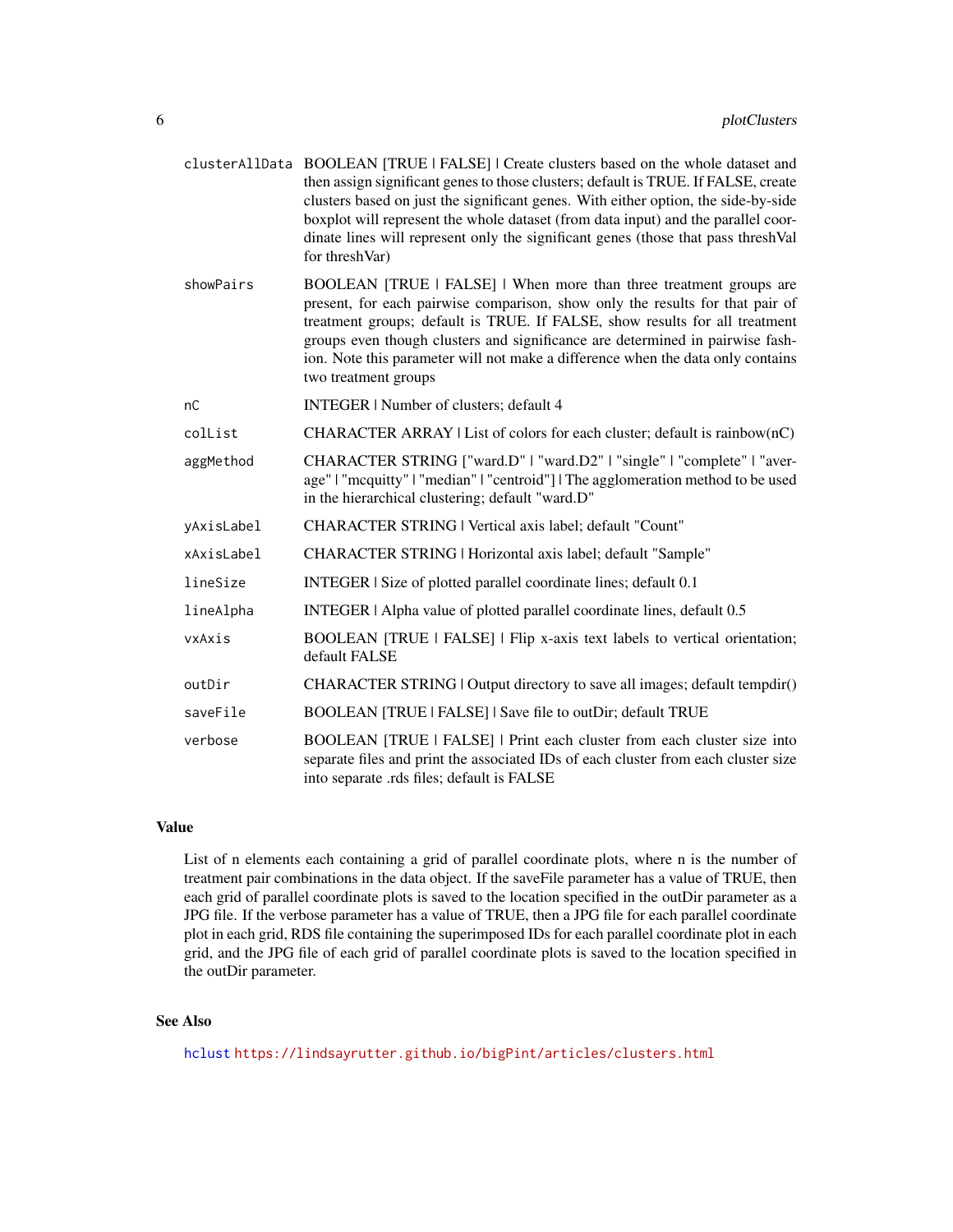| | |
|---|---|
| `clusterAllData` | BOOLEAN [TRUE \| FALSE] \| Create clusters based on the whole dataset and then assign significant genes to those clusters; default is TRUE. If FALSE, create clusters based on just the significant genes. With either option, the side-by-side boxplot will represent the whole dataset (from data input) and the parallel coordinate lines will represent only the significant genes (those that pass threshVal for threshVar) |
| `showPairs` | BOOLEAN [TRUE \| FALSE] \| When more than three treatment groups are present, for each pairwise comparison, show only the results for that pair of treatment groups; default is TRUE. If FALSE, show results for all treatment groups even though clusters and significance are determined in pairwise fashion. Note this parameter will not make a difference when the data only contains two treatment groups |
| `nC` | INTEGER \| Number of clusters; default 4 |
| `colList` | CHARACTER ARRAY \| List of colors for each cluster; default is rainbow(nC) |
| `aggMethod` | CHARACTER STRING ["ward.D" \| "ward.D2" \| "single" \| "complete" \| "average" \| "mcquitty" \| "median" \| "centroid"] \| The agglomeration method to be used in the hierarchical clustering; default "ward.D" |
| `yAxisLabel` | CHARACTER STRING \| Vertical axis label; default "Count" |
| `xAxisLabel` | CHARACTER STRING \| Horizontal axis label; default "Sample" |
| `lineSize` | INTEGER \| Size of plotted parallel coordinate lines; default 0.1 |
| `lineAlpha` | INTEGER \| Alpha value of plotted parallel coordinate lines, default 0.5 |
| `vxAxis` | BOOLEAN [TRUE \| FALSE] \| Flip x-axis text labels to vertical orientation; default FALSE |
| `outDir` | CHARACTER STRING \| Output directory to save all images; default tempdir() |
| `saveFile` | BOOLEAN [TRUE \| FALSE] \| Save file to outDir; default TRUE |
| `verbose` | BOOLEAN [TRUE \| FALSE] \| Print each cluster from each cluster size into separate files and print the associated IDs of each cluster from each cluster size into separate .rds files; default is FALSE |

## Value

List of n elements each containing a grid of parallel coordinate plots, where n is the number of treatment pair combinations in the data object. If the saveFile parameter has a value of TRUE, then each grid of parallel coordinate plots is saved to the location specified in the outDir parameter as a JPG file. If the verbose parameter has a value of TRUE, then a JPG file for each parallel coordinate plot in each grid, RDS file containing the superimposed IDs for each parallel coordinate plot in each grid, and the JPG file of each grid of parallel coordinate plots is saved to the location specified in the outDir parameter.

## See Also

hclust https://lindsayrutter.github.io/bigPint/articles/clusters.html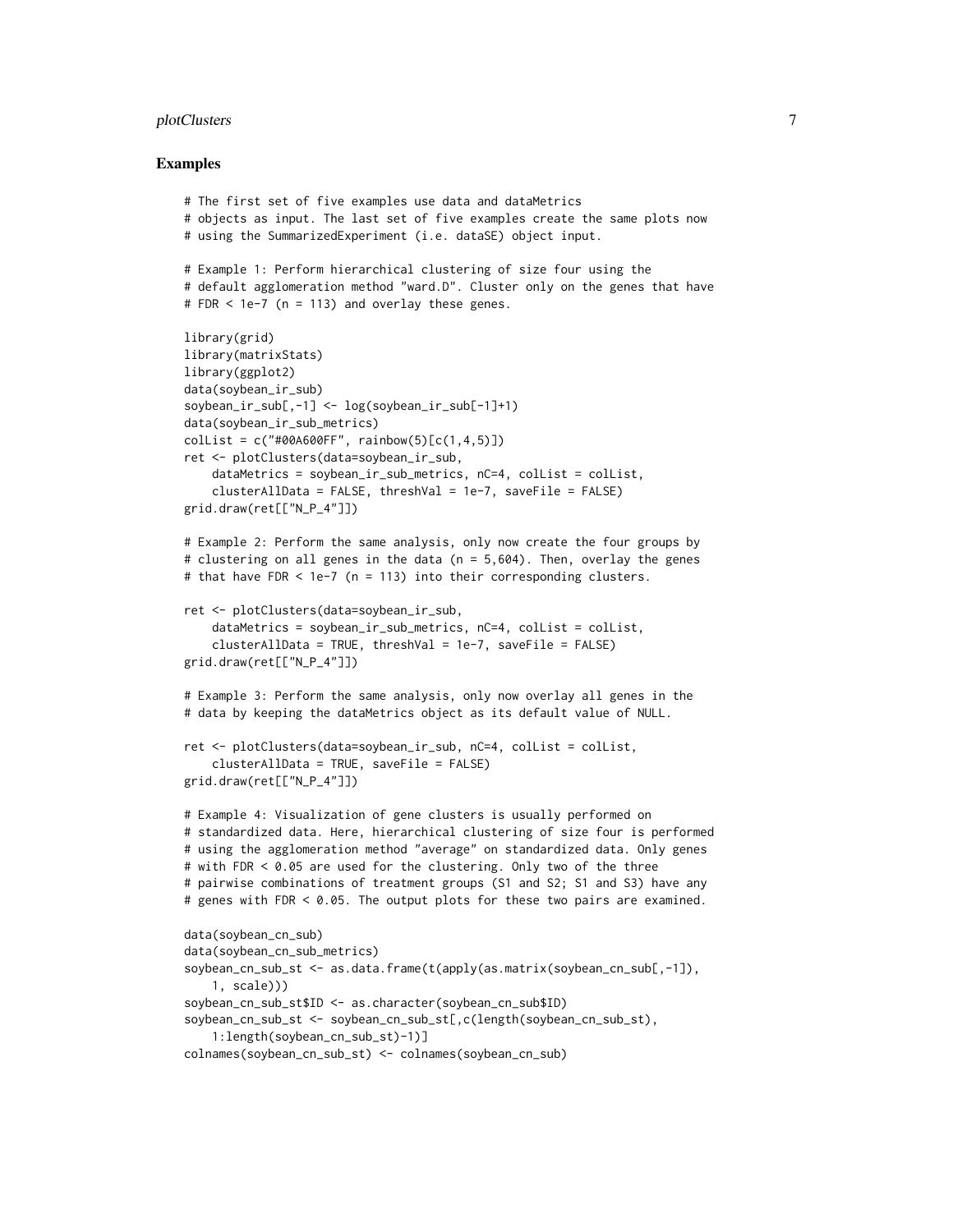## Examples

```
# The first set of five examples use data and dataMetrics
# objects as input. The last set of five examples create the same plots now
# using the SummarizedExperiment (i.e. dataSE) object input.

# Example 1: Perform hierarchical clustering of size four using the
# default agglomeration method "ward.D". Cluster only on the genes that have
# FDR < 1e-7 (n = 113) and overlay these genes.

library(grid)
library(matrixStats)
library(ggplot2)
data(soybean_ir_sub)
soybean_ir_sub[,-1] <- log(soybean_ir_sub[-1]+1)
data(soybean_ir_sub_metrics)
colList = c("#00A600FF", rainbow(5)[c(1,4,5)])
ret <- plotClusters(data=soybean_ir_sub,
    dataMetrics = soybean_ir_sub_metrics, nC=4, colList = colList,
    clusterAllData = FALSE, threshVal = 1e-7, saveFile = FALSE)
grid.draw(ret[["N_P_4"]])

# Example 2: Perform the same analysis, only now create the four groups by
# clustering on all genes in the data (n = 5,604). Then, overlay the genes
# that have FDR < 1e-7 (n = 113) into their corresponding clusters.

ret <- plotClusters(data=soybean_ir_sub,
    dataMetrics = soybean_ir_sub_metrics, nC=4, colList = colList,
    clusterAllData = TRUE, threshVal = 1e-7, saveFile = FALSE)
grid.draw(ret[["N_P_4"]])

# Example 3: Perform the same analysis, only now overlay all genes in the
# data by keeping the dataMetrics object as its default value of NULL.

ret <- plotClusters(data=soybean_ir_sub, nC=4, colList = colList,
    clusterAllData = TRUE, saveFile = FALSE)
grid.draw(ret[["N_P_4"]])

# Example 4: Visualization of gene clusters is usually performed on
# standardized data. Here, hierarchical clustering of size four is performed
# using the agglomeration method "average" on standardized data. Only genes
# with FDR < 0.05 are used for the clustering. Only two of the three
# pairwise combinations of treatment groups (S1 and S2; S1 and S3) have any
# genes with FDR < 0.05. The output plots for these two pairs are examined.

data(soybean_cn_sub)
data(soybean_cn_sub_metrics)
soybean_cn_sub_st <- as.data.frame(t(apply(as.matrix(soybean_cn_sub[,-1]),
    1, scale)))
soybean_cn_sub_st$ID <- as.character(soybean_cn_sub$ID)
soybean_cn_sub_st <- soybean_cn_sub_st[,c(length(soybean_cn_sub_st),
    1:length(soybean_cn_sub_st)-1)]
colnames(soybean_cn_sub_st) <- colnames(soybean_cn_sub)
```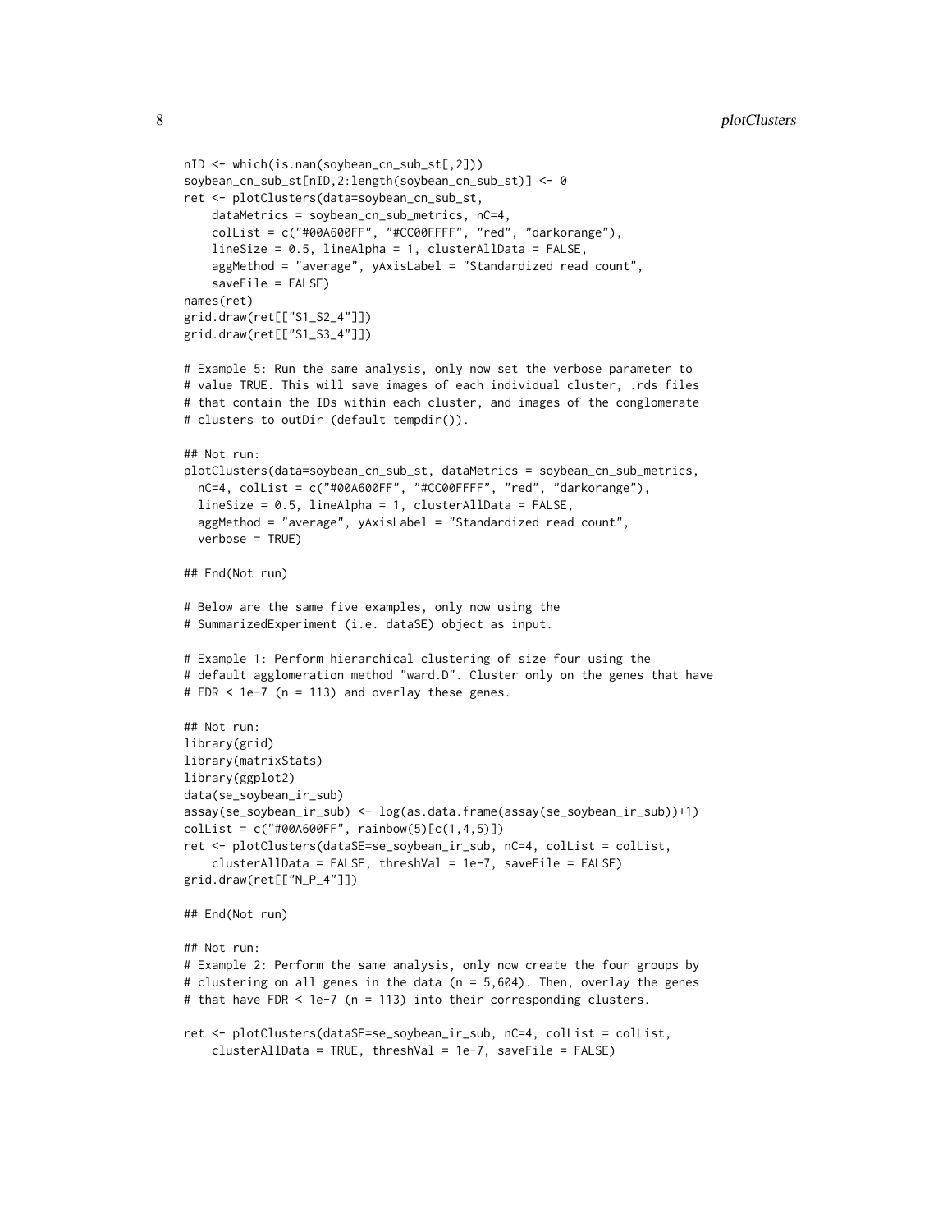```
nID <- which(is.nan(soybean_cn_sub_st[,2]))
soybean_cn_sub_st[nID,2:length(soybean_cn_sub_st)] <- 0
ret <- plotClusters(data=soybean_cn_sub_st,
    dataMetrics = soybean_cn_sub_metrics, nC=4,
    colList = c("#00A600FF", "#CC00FFFF", "red", "darkorange"),
    lineSize = 0.5, lineAlpha = 1, clusterAllData = FALSE,
    aggMethod = "average", yAxisLabel = "Standardized read count",
    saveFile = FALSE)
names(ret)
grid.draw(ret[["S1_S2_4"]])
grid.draw(ret[["S1_S3_4"]])

# Example 5: Run the same analysis, only now set the verbose parameter to
# value TRUE. This will save images of each individual cluster, .rds files
# that contain the IDs within each cluster, and images of the conglomerate
# clusters to outDir (default tempdir()).

## Not run:
plotClusters(data=soybean_cn_sub_st, dataMetrics = soybean_cn_sub_metrics,
  nC=4, colList = c("#00A600FF", "#CC00FFFF", "red", "darkorange"),
  lineSize = 0.5, lineAlpha = 1, clusterAllData = FALSE,
  aggMethod = "average", yAxisLabel = "Standardized read count",
  verbose = TRUE)

## End(Not run)

# Below are the same five examples, only now using the
# SummarizedExperiment (i.e. dataSE) object as input.

# Example 1: Perform hierarchical clustering of size four using the
# default agglomeration method "ward.D". Cluster only on the genes that have
# FDR < 1e-7 (n = 113) and overlay these genes.

## Not run:
library(grid)
library(matrixStats)
library(ggplot2)
data(se_soybean_ir_sub)
assay(se_soybean_ir_sub) <- log(as.data.frame(assay(se_soybean_ir_sub))+1)
colList = c("#00A600FF", rainbow(5)[c(1,4,5)])
ret <- plotClusters(dataSE=se_soybean_ir_sub, nC=4, colList = colList,
    clusterAllData = FALSE, threshVal = 1e-7, saveFile = FALSE)
grid.draw(ret[["N_P_4"]])

## End(Not run)

## Not run:
# Example 2: Perform the same analysis, only now create the four groups by
# clustering on all genes in the data (n = 5,604). Then, overlay the genes
# that have FDR < 1e-7 (n = 113) into their corresponding clusters.

ret <- plotClusters(dataSE=se_soybean_ir_sub, nC=4, colList = colList,
    clusterAllData = TRUE, threshVal = 1e-7, saveFile = FALSE)
```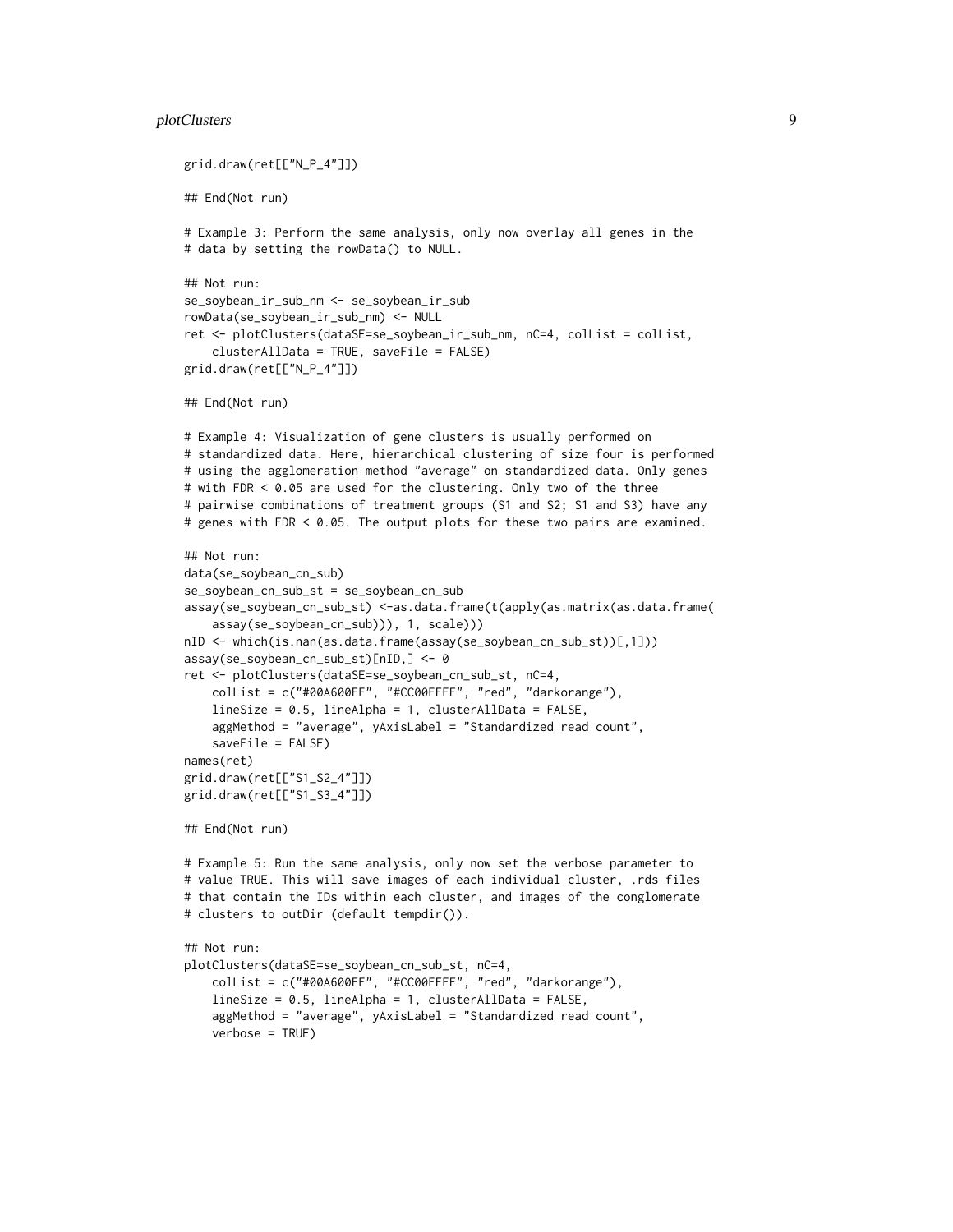```
grid.draw(ret[["N_P_4"]])

## End(Not run)

# Example 3: Perform the same analysis, only now overlay all genes in the
# data by setting the rowData() to NULL.

## Not run:
se_soybean_ir_sub_nm <- se_soybean_ir_sub
rowData(se_soybean_ir_sub_nm) <- NULL
ret <- plotClusters(dataSE=se_soybean_ir_sub_nm, nC=4, colList = colList,
    clusterAllData = TRUE, saveFile = FALSE)
grid.draw(ret[["N_P_4"]])

## End(Not run)

# Example 4: Visualization of gene clusters is usually performed on
# standardized data. Here, hierarchical clustering of size four is performed
# using the agglomeration method "average" on standardized data. Only genes
# with FDR < 0.05 are used for the clustering. Only two of the three
# pairwise combinations of treatment groups (S1 and S2; S1 and S3) have any
# genes with FDR < 0.05. The output plots for these two pairs are examined.

## Not run:
data(se_soybean_cn_sub)
se_soybean_cn_sub_st = se_soybean_cn_sub
assay(se_soybean_cn_sub_st) <-as.data.frame(t(apply(as.matrix(as.data.frame(
    assay(se_soybean_cn_sub))), 1, scale)))
nID <- which(is.nan(as.data.frame(assay(se_soybean_cn_sub_st))[,1]))
assay(se_soybean_cn_sub_st)[nID,] <- 0
ret <- plotClusters(dataSE=se_soybean_cn_sub_st, nC=4,
    colList = c("#00A600FF", "#CC00FFFF", "red", "darkorange"),
    lineSize = 0.5, lineAlpha = 1, clusterAllData = FALSE,
    aggMethod = "average", yAxisLabel = "Standardized read count",
    saveFile = FALSE)
names(ret)
grid.draw(ret[["S1_S2_4"]])
grid.draw(ret[["S1_S3_4"]])

## End(Not run)

# Example 5: Run the same analysis, only now set the verbose parameter to
# value TRUE. This will save images of each individual cluster, .rds files
# that contain the IDs within each cluster, and images of the conglomerate
# clusters to outDir (default tempdir()).

## Not run:
plotClusters(dataSE=se_soybean_cn_sub_st, nC=4,
    colList = c("#00A600FF", "#CC00FFFF", "red", "darkorange"),
    lineSize = 0.5, lineAlpha = 1, clusterAllData = FALSE,
    aggMethod = "average", yAxisLabel = "Standardized read count",
    verbose = TRUE)
```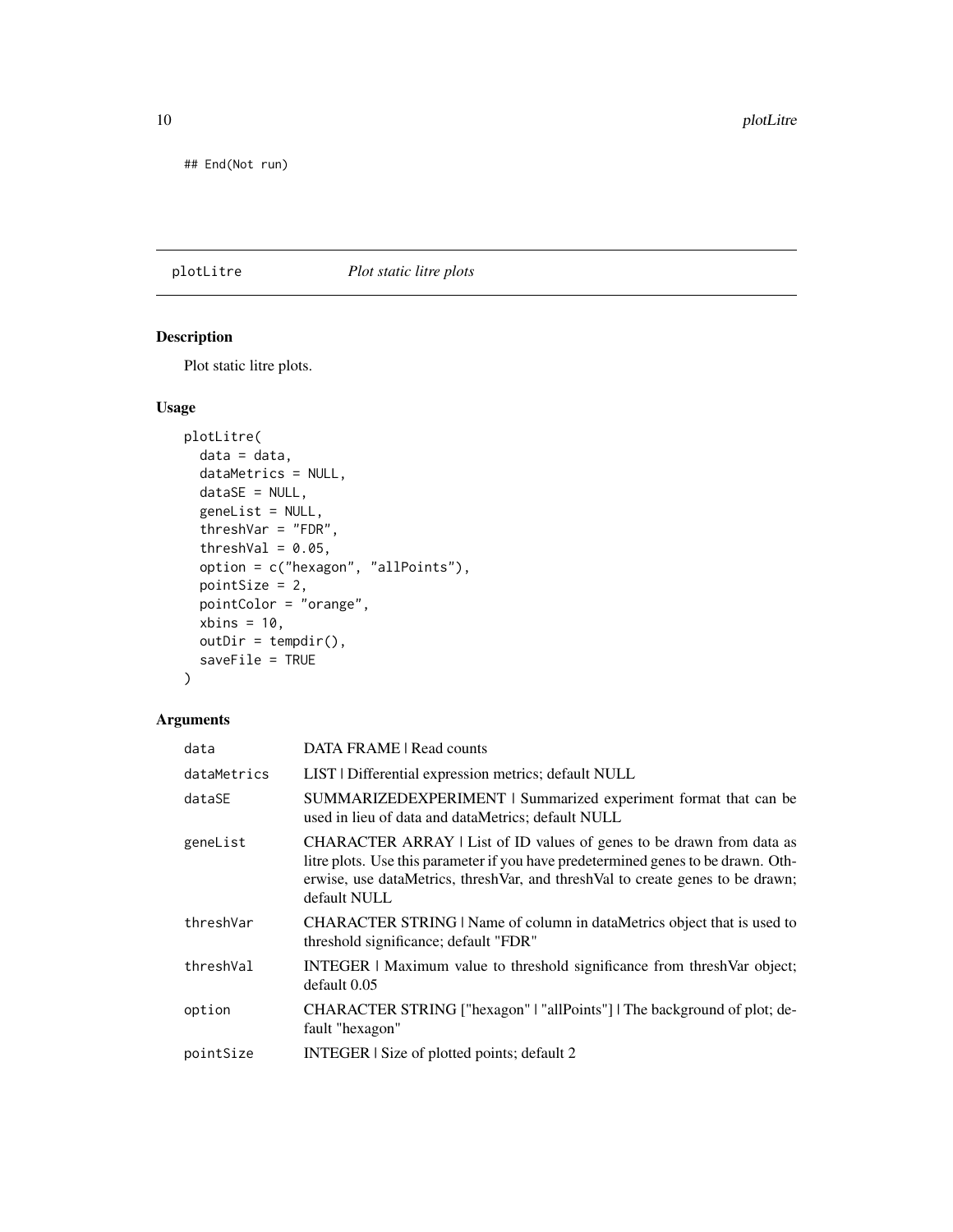```
## End(Not run)
```

## plotLitre    *Plot static litre plots*

### Description

Plot static litre plots.

### Usage

```
plotLitre(
  data = data,
  dataMetrics = NULL,
  dataSE = NULL,
  geneList = NULL,
  threshVar = "FDR",
  threshVal = 0.05,
  option = c("hexagon", "allPoints"),
  pointSize = 2,
  pointColor = "orange",
  xbins = 10,
  outDir = tempdir(),
  saveFile = TRUE
)
```

### Arguments

| | |
|---|---|
| `data` | DATA FRAME \| Read counts |
| `dataMetrics` | LIST \| Differential expression metrics; default NULL |
| `dataSE` | SUMMARIZEDEXPERIMENT \| Summarized experiment format that can be used in lieu of data and dataMetrics; default NULL |
| `geneList` | CHARACTER ARRAY \| List of ID values of genes to be drawn from data as litre plots. Use this parameter if you have predetermined genes to be drawn. Otherwise, use dataMetrics, threshVar, and threshVal to create genes to be drawn; default NULL |
| `threshVar` | CHARACTER STRING \| Name of column in dataMetrics object that is used to threshold significance; default "FDR" |
| `threshVal` | INTEGER \| Maximum value to threshold significance from threshVar object; default 0.05 |
| `option` | CHARACTER STRING ["hexagon" \| "allPoints"] \| The background of plot; default "hexagon" |
| `pointSize` | INTEGER \| Size of plotted points; default 2 |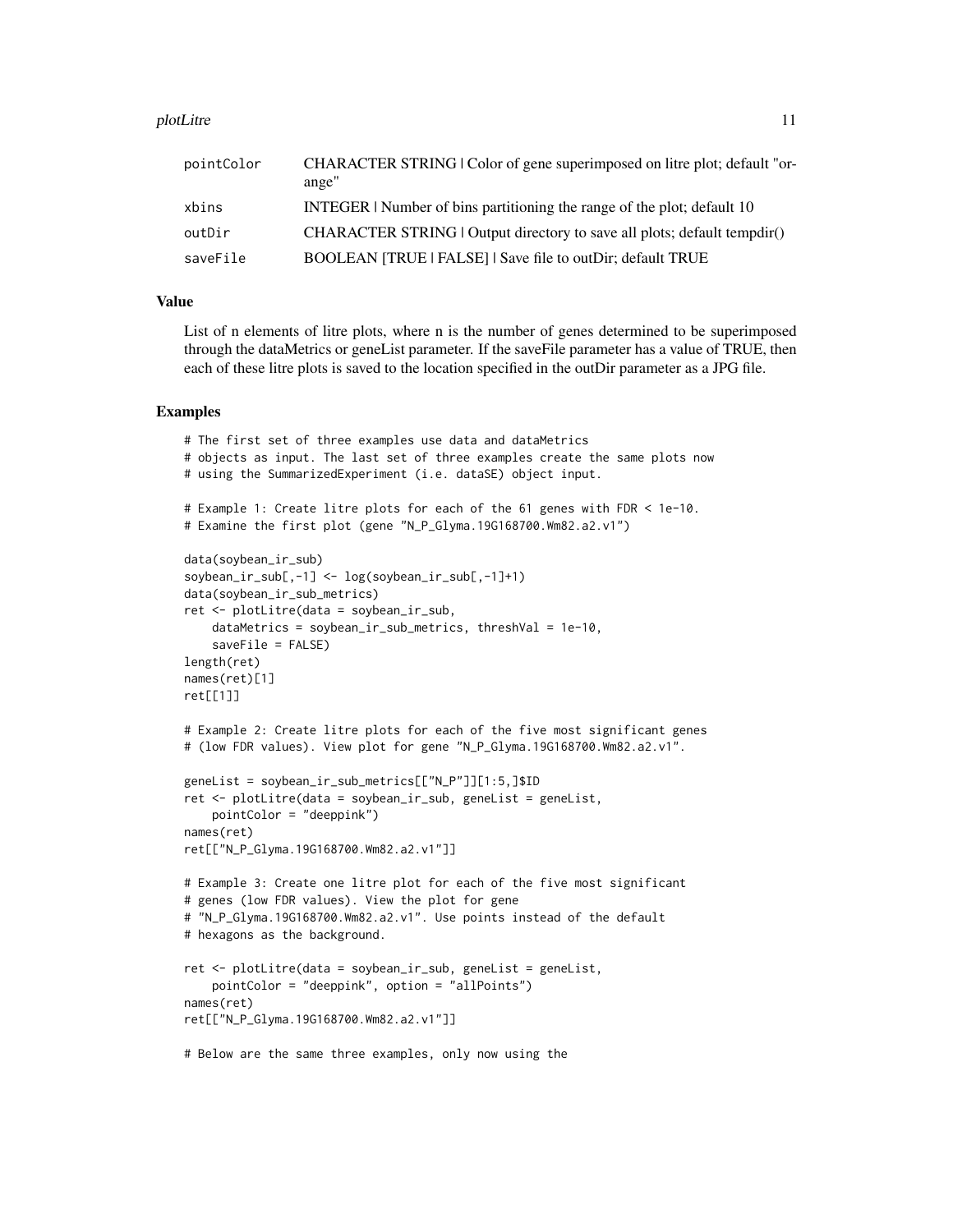| | |
|---|---|
| pointColor | CHARACTER STRING \| Color of gene superimposed on litre plot; default "orange" |
| xbins | INTEGER \| Number of bins partitioning the range of the plot; default 10 |
| outDir | CHARACTER STRING \| Output directory to save all plots; default tempdir() |
| saveFile | BOOLEAN [TRUE \| FALSE] \| Save file to outDir; default TRUE |

## Value

List of n elements of litre plots, where n is the number of genes determined to be superimposed through the dataMetrics or geneList parameter. If the saveFile parameter has a value of TRUE, then each of these litre plots is saved to the location specified in the outDir parameter as a JPG file.

## Examples

```
# The first set of three examples use data and dataMetrics
# objects as input. The last set of three examples create the same plots now
# using the SummarizedExperiment (i.e. dataSE) object input.

# Example 1: Create litre plots for each of the 61 genes with FDR < 1e-10.
# Examine the first plot (gene "N_P_Glyma.19G168700.Wm82.a2.v1")

data(soybean_ir_sub)
soybean_ir_sub[,-1] <- log(soybean_ir_sub[,-1]+1)
data(soybean_ir_sub_metrics)
ret <- plotLitre(data = soybean_ir_sub,
    dataMetrics = soybean_ir_sub_metrics, threshVal = 1e-10,
    saveFile = FALSE)
length(ret)
names(ret)[1]
ret[[1]]

# Example 2: Create litre plots for each of the five most significant genes
# (low FDR values). View plot for gene "N_P_Glyma.19G168700.Wm82.a2.v1".

geneList = soybean_ir_sub_metrics[["N_P"]][1:5,]$ID
ret <- plotLitre(data = soybean_ir_sub, geneList = geneList,
    pointColor = "deeppink")
names(ret)
ret[["N_P_Glyma.19G168700.Wm82.a2.v1"]]

# Example 3: Create one litre plot for each of the five most significant
# genes (low FDR values). View the plot for gene
# "N_P_Glyma.19G168700.Wm82.a2.v1". Use points instead of the default
# hexagons as the background.

ret <- plotLitre(data = soybean_ir_sub, geneList = geneList,
    pointColor = "deeppink", option = "allPoints")
names(ret)
ret[["N_P_Glyma.19G168700.Wm82.a2.v1"]]

# Below are the same three examples, only now using the
```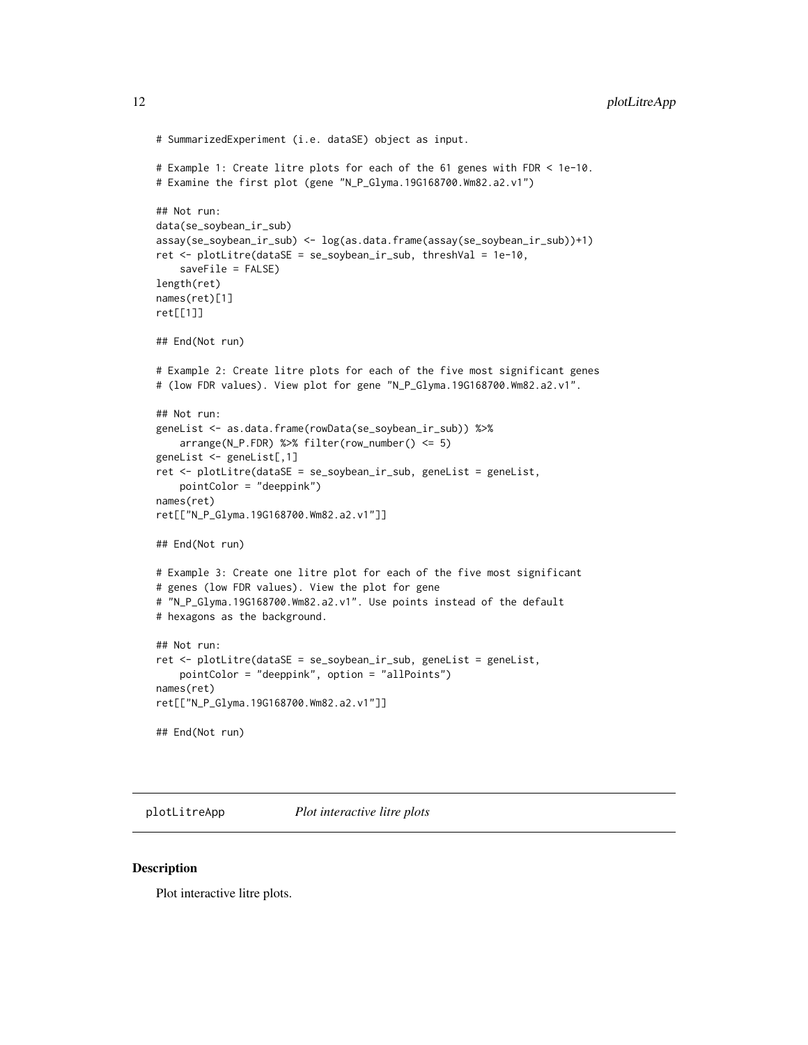```
# SummarizedExperiment (i.e. dataSE) object as input.

# Example 1: Create litre plots for each of the 61 genes with FDR < 1e-10.
# Examine the first plot (gene "N_P_Glyma.19G168700.Wm82.a2.v1")

## Not run:
data(se_soybean_ir_sub)
assay(se_soybean_ir_sub) <- log(as.data.frame(assay(se_soybean_ir_sub))+1)
ret <- plotLitre(dataSE = se_soybean_ir_sub, threshVal = 1e-10,
    saveFile = FALSE)
length(ret)
names(ret)[1]
ret[[1]]

## End(Not run)

# Example 2: Create litre plots for each of the five most significant genes
# (low FDR values). View plot for gene "N_P_Glyma.19G168700.Wm82.a2.v1".

## Not run:
geneList <- as.data.frame(rowData(se_soybean_ir_sub)) %>%
    arrange(N_P.FDR) %>% filter(row_number() <= 5)
geneList <- geneList[,1]
ret <- plotLitre(dataSE = se_soybean_ir_sub, geneList = geneList,
    pointColor = "deeppink")
names(ret)
ret[["N_P_Glyma.19G168700.Wm82.a2.v1"]]

## End(Not run)

# Example 3: Create one litre plot for each of the five most significant
# genes (low FDR values). View the plot for gene
# "N_P_Glyma.19G168700.Wm82.a2.v1". Use points instead of the default
# hexagons as the background.

## Not run:
ret <- plotLitre(dataSE = se_soybean_ir_sub, geneList = geneList,
    pointColor = "deeppink", option = "allPoints")
names(ret)
ret[["N_P_Glyma.19G168700.Wm82.a2.v1"]]

## End(Not run)
```

## plotLitreApp *Plot interactive litre plots*

### Description

Plot interactive litre plots.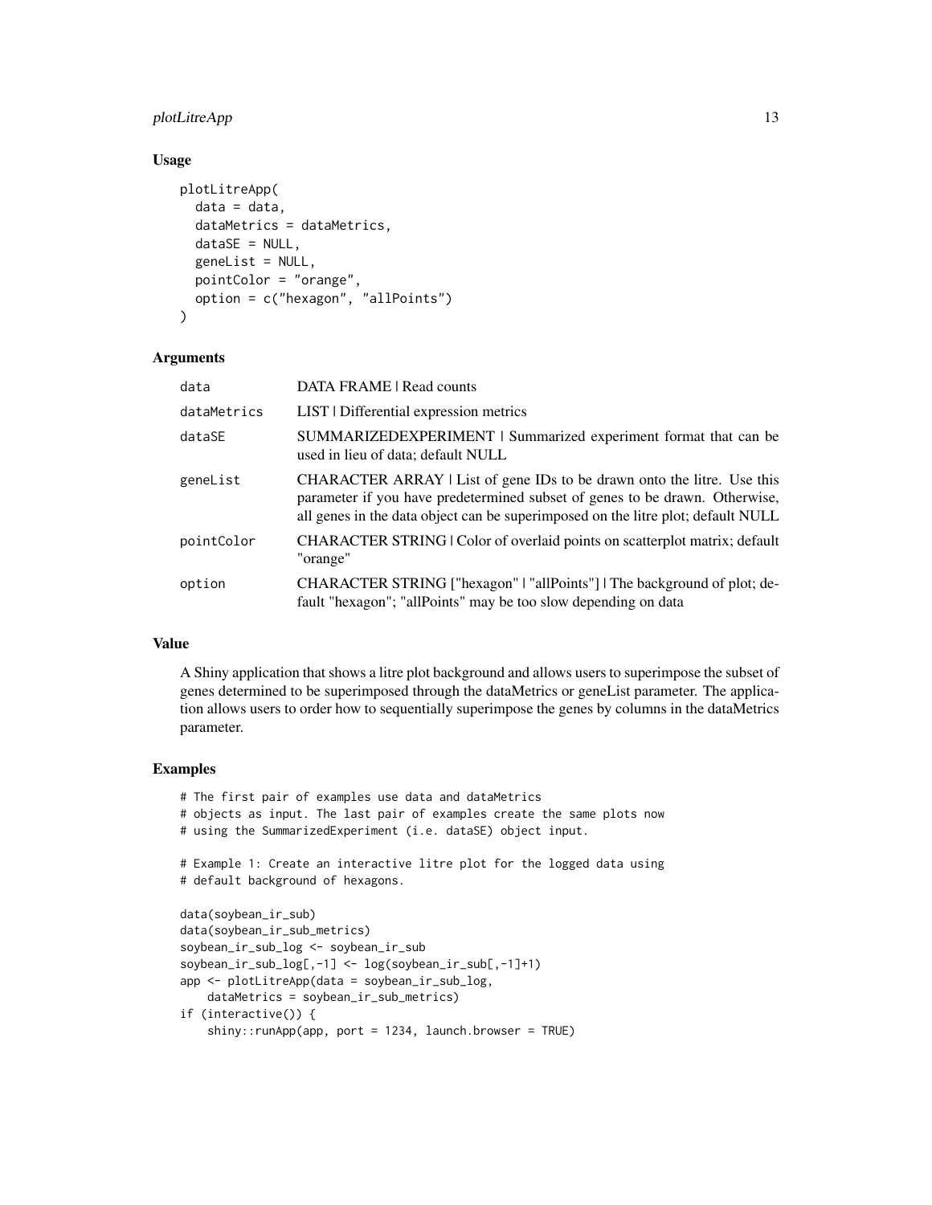## Usage

```
plotLitreApp(
  data = data,
  dataMetrics = dataMetrics,
  dataSE = NULL,
  geneList = NULL,
  pointColor = "orange",
  option = c("hexagon", "allPoints")
)
```

## Arguments

| Argument | Description |
| --- | --- |
| data | DATA FRAME \| Read counts |
| dataMetrics | LIST \| Differential expression metrics |
| dataSE | SUMMARIZEDEXPERIMENT \| Summarized experiment format that can be used in lieu of data; default NULL |
| geneList | CHARACTER ARRAY \| List of gene IDs to be drawn onto the litre. Use this parameter if you have predetermined subset of genes to be drawn. Otherwise, all genes in the data object can be superimposed on the litre plot; default NULL |
| pointColor | CHARACTER STRING \| Color of overlaid points on scatterplot matrix; default "orange" |
| option | CHARACTER STRING ["hexagon" \| "allPoints"] \| The background of plot; default "hexagon"; "allPoints" may be too slow depending on data |

## Value

A Shiny application that shows a litre plot background and allows users to superimpose the subset of genes determined to be superimposed through the dataMetrics or geneList parameter. The application allows users to order how to sequentially superimpose the genes by columns in the dataMetrics parameter.

## Examples

```
# The first pair of examples use data and dataMetrics
# objects as input. The last pair of examples create the same plots now
# using the SummarizedExperiment (i.e. dataSE) object input.

# Example 1: Create an interactive litre plot for the logged data using
# default background of hexagons.

data(soybean_ir_sub)
data(soybean_ir_sub_metrics)
soybean_ir_sub_log <- soybean_ir_sub
soybean_ir_sub_log[,-1] <- log(soybean_ir_sub[,-1]+1)
app <- plotLitreApp(data = soybean_ir_sub_log,
    dataMetrics = soybean_ir_sub_metrics)
if (interactive()) {
    shiny::runApp(app, port = 1234, launch.browser = TRUE)
```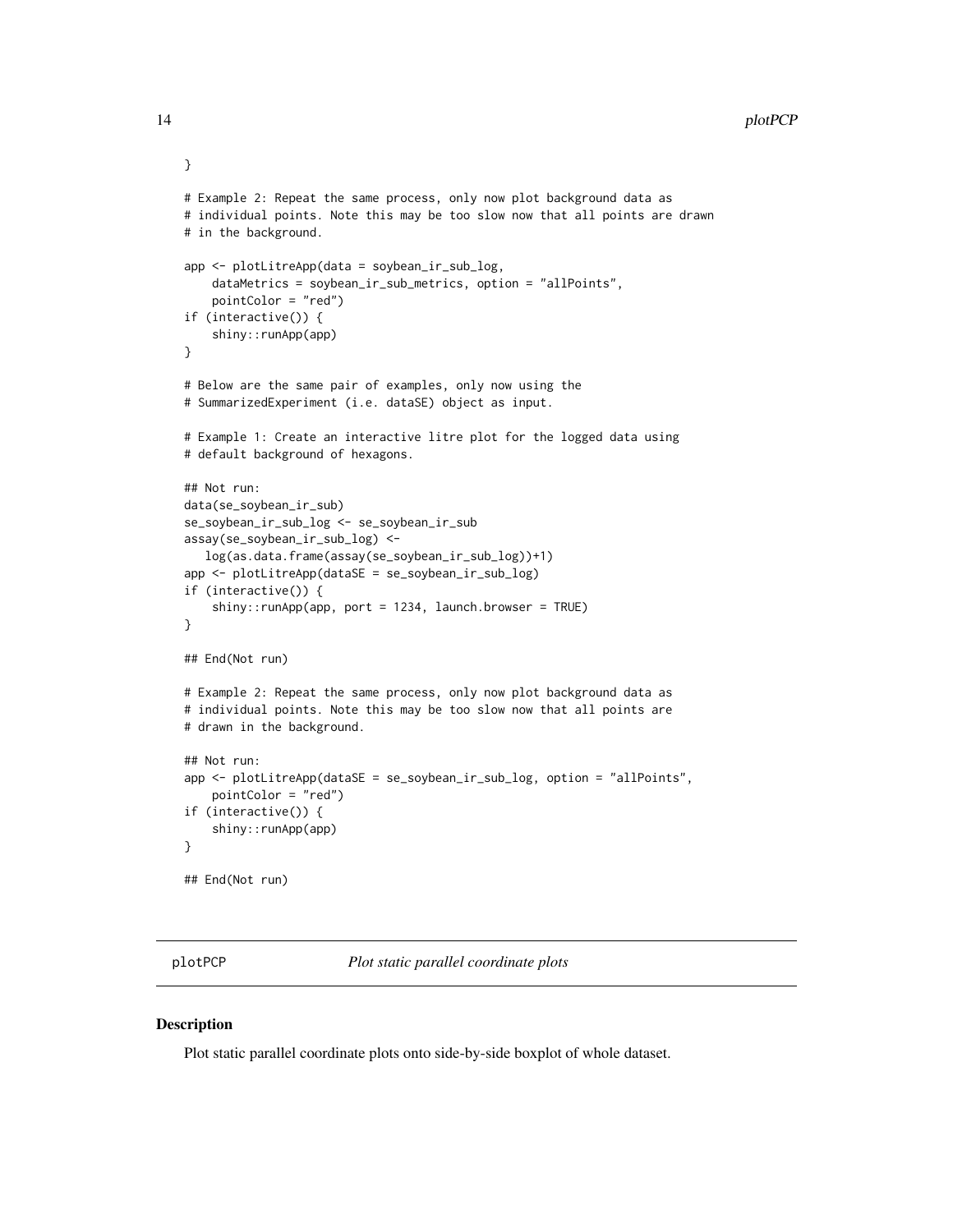```
}

# Example 2: Repeat the same process, only now plot background data as
# individual points. Note this may be too slow now that all points are drawn
# in the background.

app <- plotLitreApp(data = soybean_ir_sub_log,
    dataMetrics = soybean_ir_sub_metrics, option = "allPoints",
    pointColor = "red")
if (interactive()) {
    shiny::runApp(app)
}

# Below are the same pair of examples, only now using the
# SummarizedExperiment (i.e. dataSE) object as input.

# Example 1: Create an interactive litre plot for the logged data using
# default background of hexagons.

## Not run:
data(se_soybean_ir_sub)
se_soybean_ir_sub_log <- se_soybean_ir_sub
assay(se_soybean_ir_sub_log) <-
   log(as.data.frame(assay(se_soybean_ir_sub_log))+1)
app <- plotLitreApp(dataSE = se_soybean_ir_sub_log)
if (interactive()) {
    shiny::runApp(app, port = 1234, launch.browser = TRUE)
}

## End(Not run)

# Example 2: Repeat the same process, only now plot background data as
# individual points. Note this may be too slow now that all points are
# drawn in the background.

## Not run:
app <- plotLitreApp(dataSE = se_soybean_ir_sub_log, option = "allPoints",
    pointColor = "red")
if (interactive()) {
    shiny::runApp(app)
}

## End(Not run)
```

---

## plotPCP *Plot static parallel coordinate plots*

### Description

Plot static parallel coordinate plots onto side-by-side boxplot of whole dataset.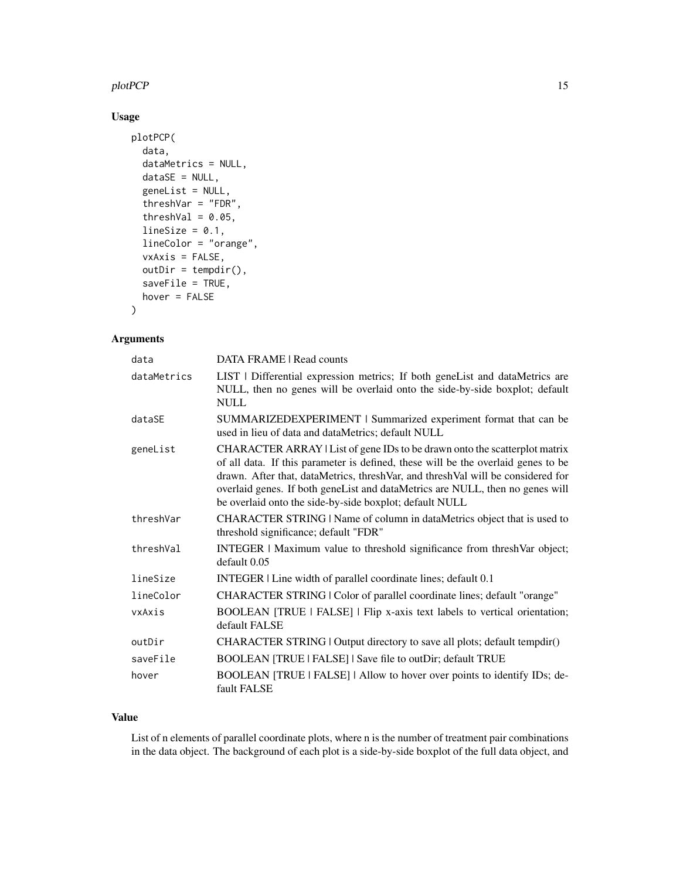## Usage

```
plotPCP(
  data,
  dataMetrics = NULL,
  dataSE = NULL,
  geneList = NULL,
  threshVar = "FDR",
  threshVal = 0.05,
  lineSize = 0.1,
  lineColor = "orange",
  vxAxis = FALSE,
  outDir = tempdir(),
  saveFile = TRUE,
  hover = FALSE
)
```

## Arguments

| | |
|---|---|
| `data` | DATA FRAME \| Read counts |
| `dataMetrics` | LIST \| Differential expression metrics; If both geneList and dataMetrics are NULL, then no genes will be overlaid onto the side-by-side boxplot; default NULL |
| `dataSE` | SUMMARIZEDEXPERIMENT \| Summarized experiment format that can be used in lieu of data and dataMetrics; default NULL |
| `geneList` | CHARACTER ARRAY \| List of gene IDs to be drawn onto the scatterplot matrix of all data. If this parameter is defined, these will be the overlaid genes to be drawn. After that, dataMetrics, threshVar, and threshVal will be considered for overlaid genes. If both geneList and dataMetrics are NULL, then no genes will be overlaid onto the side-by-side boxplot; default NULL |
| `threshVar` | CHARACTER STRING \| Name of column in dataMetrics object that is used to threshold significance; default "FDR" |
| `threshVal` | INTEGER \| Maximum value to threshold significance from threshVar object; default 0.05 |
| `lineSize` | INTEGER \| Line width of parallel coordinate lines; default 0.1 |
| `lineColor` | CHARACTER STRING \| Color of parallel coordinate lines; default "orange" |
| `vxAxis` | BOOLEAN [TRUE \| FALSE] \| Flip x-axis text labels to vertical orientation; default FALSE |
| `outDir` | CHARACTER STRING \| Output directory to save all plots; default tempdir() |
| `saveFile` | BOOLEAN [TRUE \| FALSE] \| Save file to outDir; default TRUE |
| `hover` | BOOLEAN [TRUE \| FALSE] \| Allow to hover over points to identify IDs; default FALSE |

## Value

List of n elements of parallel coordinate plots, where n is the number of treatment pair combinations in the data object. The background of each plot is a side-by-side boxplot of the full data object, and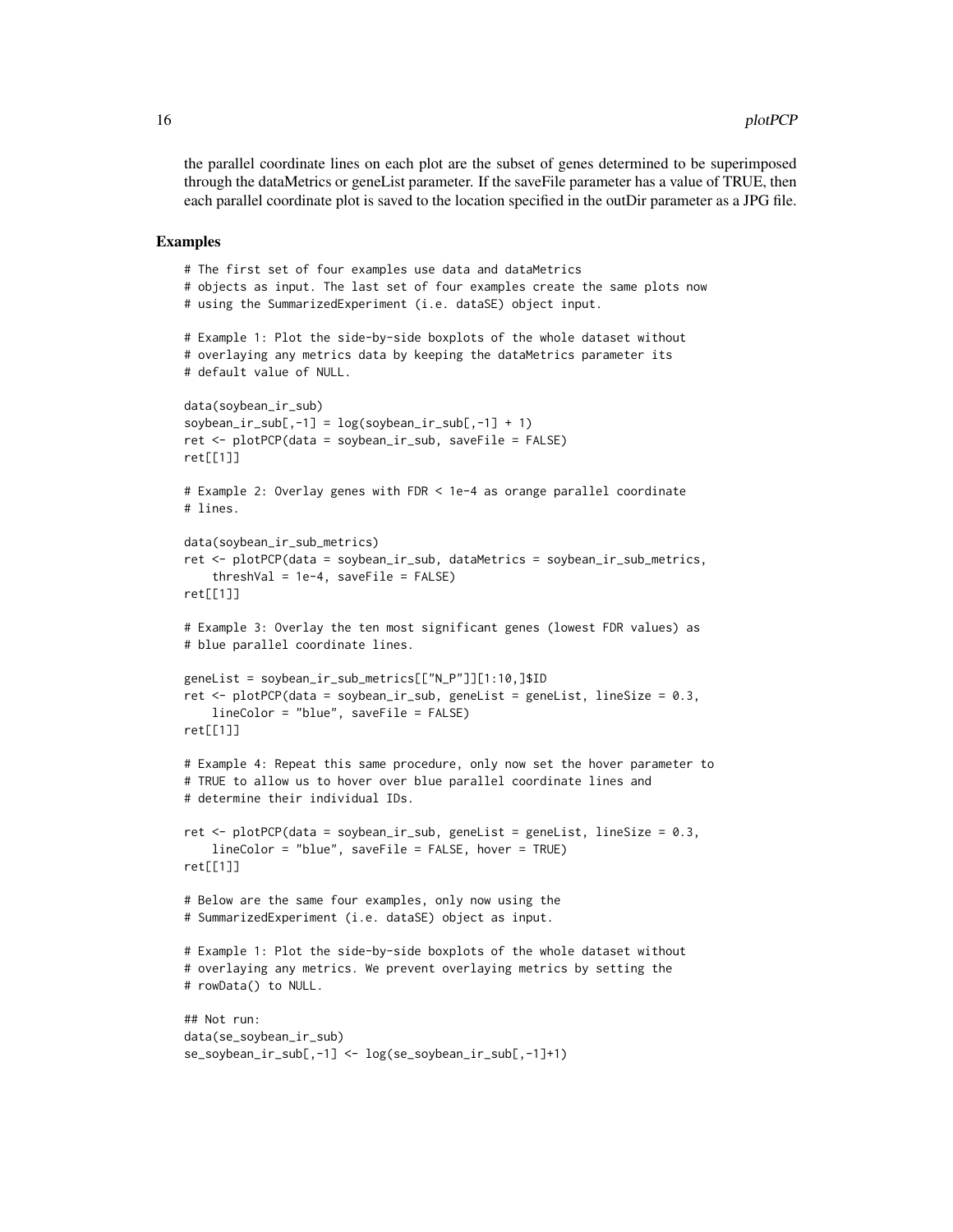the parallel coordinate lines on each plot are the subset of genes determined to be superimposed through the dataMetrics or geneList parameter. If the saveFile parameter has a value of TRUE, then each parallel coordinate plot is saved to the location specified in the outDir parameter as a JPG file.

### Examples

```
# The first set of four examples use data and dataMetrics
# objects as input. The last set of four examples create the same plots now
# using the SummarizedExperiment (i.e. dataSE) object input.

# Example 1: Plot the side-by-side boxplots of the whole dataset without
# overlaying any metrics data by keeping the dataMetrics parameter its
# default value of NULL.

data(soybean_ir_sub)
soybean_ir_sub[,-1] = log(soybean_ir_sub[,-1] + 1)
ret <- plotPCP(data = soybean_ir_sub, saveFile = FALSE)
ret[[1]]

# Example 2: Overlay genes with FDR < 1e-4 as orange parallel coordinate
# lines.

data(soybean_ir_sub_metrics)
ret <- plotPCP(data = soybean_ir_sub, dataMetrics = soybean_ir_sub_metrics,
    threshVal = 1e-4, saveFile = FALSE)
ret[[1]]

# Example 3: Overlay the ten most significant genes (lowest FDR values) as
# blue parallel coordinate lines.

geneList = soybean_ir_sub_metrics[["N_P"]][1:10,]$ID
ret <- plotPCP(data = soybean_ir_sub, geneList = geneList, lineSize = 0.3,
    lineColor = "blue", saveFile = FALSE)
ret[[1]]

# Example 4: Repeat this same procedure, only now set the hover parameter to
# TRUE to allow us to hover over blue parallel coordinate lines and
# determine their individual IDs.

ret <- plotPCP(data = soybean_ir_sub, geneList = geneList, lineSize = 0.3,
    lineColor = "blue", saveFile = FALSE, hover = TRUE)
ret[[1]]

# Below are the same four examples, only now using the
# SummarizedExperiment (i.e. dataSE) object as input.

# Example 1: Plot the side-by-side boxplots of the whole dataset without
# overlaying any metrics. We prevent overlaying metrics by setting the
# rowData() to NULL.

## Not run:
data(se_soybean_ir_sub)
se_soybean_ir_sub[,-1] <- log(se_soybean_ir_sub[,-1]+1)
```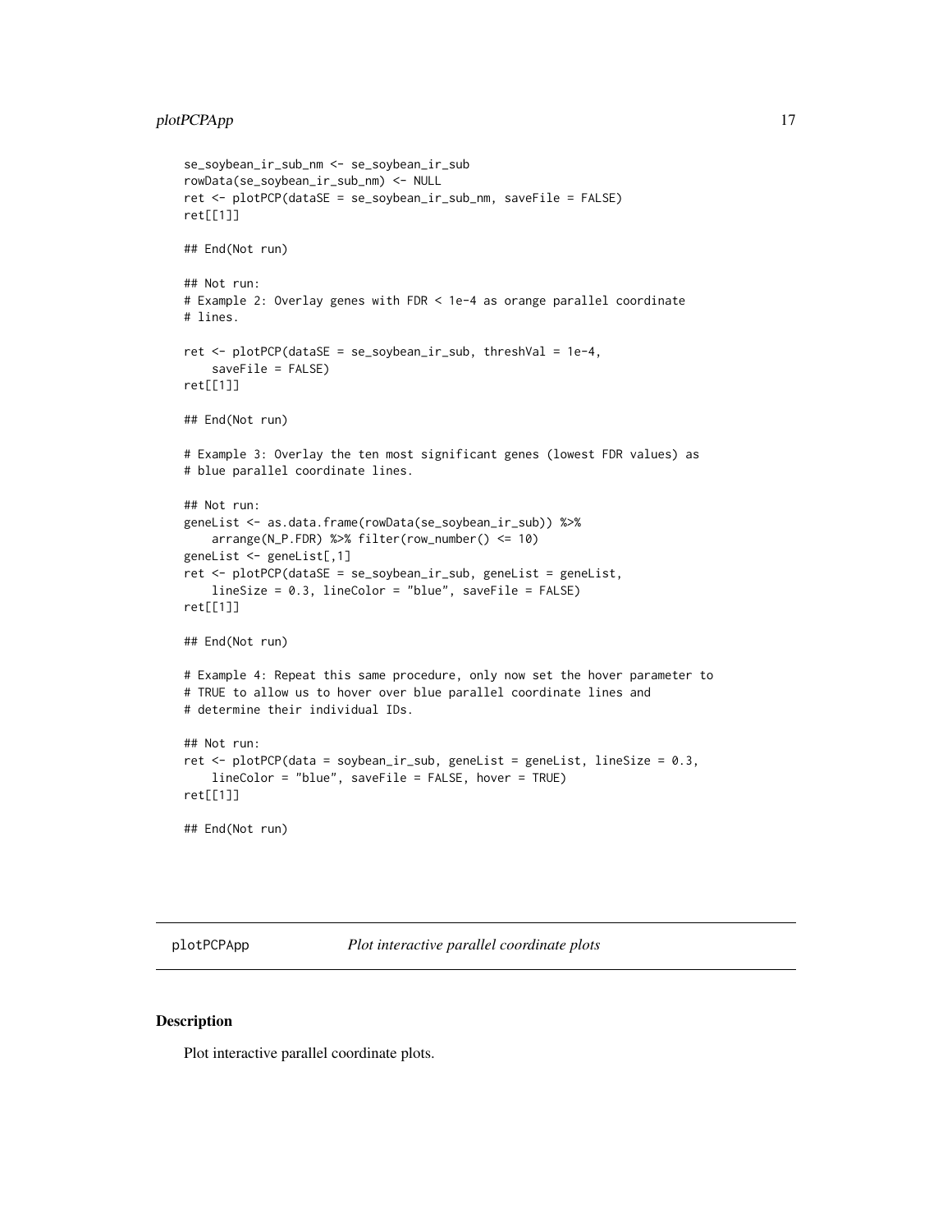```
se_soybean_ir_sub_nm <- se_soybean_ir_sub
rowData(se_soybean_ir_sub_nm) <- NULL
ret <- plotPCP(dataSE = se_soybean_ir_sub_nm, saveFile = FALSE)
ret[[1]]

## End(Not run)

## Not run:
# Example 2: Overlay genes with FDR < 1e-4 as orange parallel coordinate
# lines.

ret <- plotPCP(dataSE = se_soybean_ir_sub, threshVal = 1e-4,
    saveFile = FALSE)
ret[[1]]

## End(Not run)

# Example 3: Overlay the ten most significant genes (lowest FDR values) as
# blue parallel coordinate lines.

## Not run:
geneList <- as.data.frame(rowData(se_soybean_ir_sub)) %>%
    arrange(N_P.FDR) %>% filter(row_number() <= 10)
geneList <- geneList[,1]
ret <- plotPCP(dataSE = se_soybean_ir_sub, geneList = geneList,
    lineSize = 0.3, lineColor = "blue", saveFile = FALSE)
ret[[1]]

## End(Not run)

# Example 4: Repeat this same procedure, only now set the hover parameter to
# TRUE to allow us to hover over blue parallel coordinate lines and
# determine their individual IDs.

## Not run:
ret <- plotPCP(data = soybean_ir_sub, geneList = geneList, lineSize = 0.3,
    lineColor = "blue", saveFile = FALSE, hover = TRUE)
ret[[1]]

## End(Not run)
```

## plotPCPApp — *Plot interactive parallel coordinate plots*

### Description

Plot interactive parallel coordinate plots.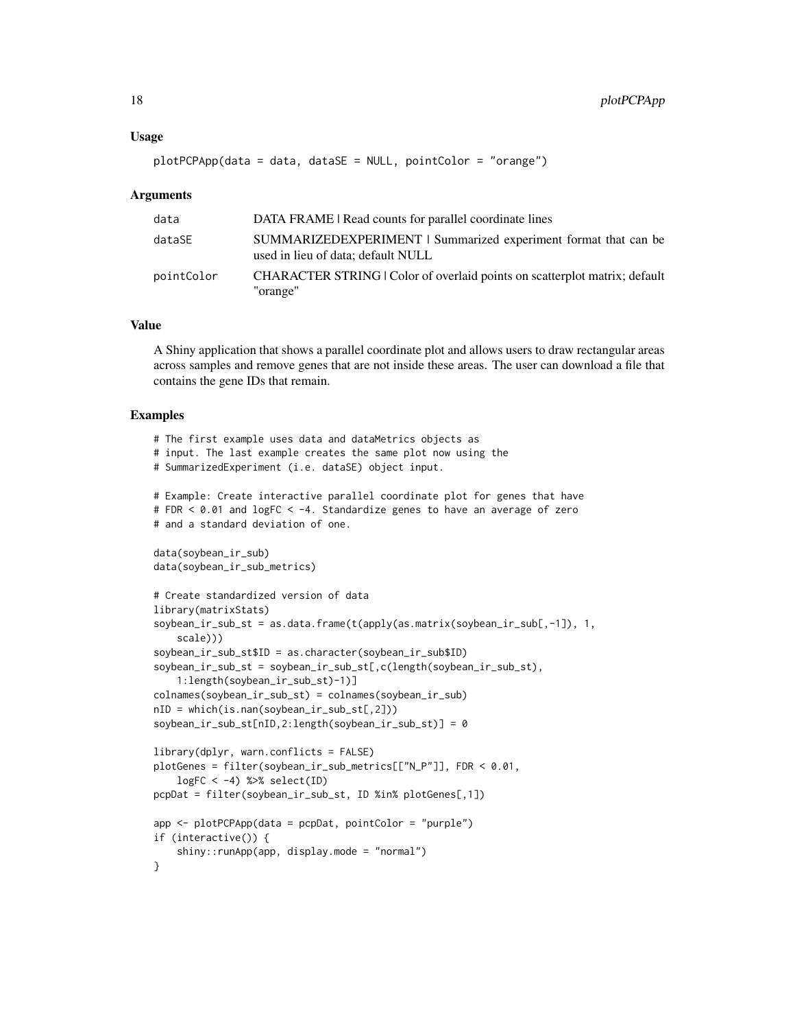### Usage

```
plotPCPApp(data = data, dataSE = NULL, pointColor = "orange")
```

### Arguments

| | |
|---|---|
| data | DATA FRAME \| Read counts for parallel coordinate lines |
| dataSE | SUMMARIZEDEXPERIMENT \| Summarized experiment format that can be used in lieu of data; default NULL |
| pointColor | CHARACTER STRING \| Color of overlaid points on scatterplot matrix; default "orange" |

### Value

A Shiny application that shows a parallel coordinate plot and allows users to draw rectangular areas across samples and remove genes that are not inside these areas. The user can download a file that contains the gene IDs that remain.

### Examples

```
# The first example uses data and dataMetrics objects as
# input. The last example creates the same plot now using the
# SummarizedExperiment (i.e. dataSE) object input.

# Example: Create interactive parallel coordinate plot for genes that have
# FDR < 0.01 and logFC < -4. Standardize genes to have an average of zero
# and a standard deviation of one.

data(soybean_ir_sub)
data(soybean_ir_sub_metrics)

# Create standardized version of data
library(matrixStats)
soybean_ir_sub_st = as.data.frame(t(apply(as.matrix(soybean_ir_sub[,-1]), 1,
    scale)))
soybean_ir_sub_st$ID = as.character(soybean_ir_sub$ID)
soybean_ir_sub_st = soybean_ir_sub_st[,c(length(soybean_ir_sub_st),
    1:length(soybean_ir_sub_st)-1)]
colnames(soybean_ir_sub_st) = colnames(soybean_ir_sub)
nID = which(is.nan(soybean_ir_sub_st[,2]))
soybean_ir_sub_st[nID,2:length(soybean_ir_sub_st)] = 0

library(dplyr, warn.conflicts = FALSE)
plotGenes = filter(soybean_ir_sub_metrics[["N_P"]], FDR < 0.01,
    logFC < -4) %>% select(ID)
pcpDat = filter(soybean_ir_sub_st, ID %in% plotGenes[,1])

app <- plotPCPApp(data = pcpDat, pointColor = "purple")
if (interactive()) {
    shiny::runApp(app, display.mode = "normal")
}
```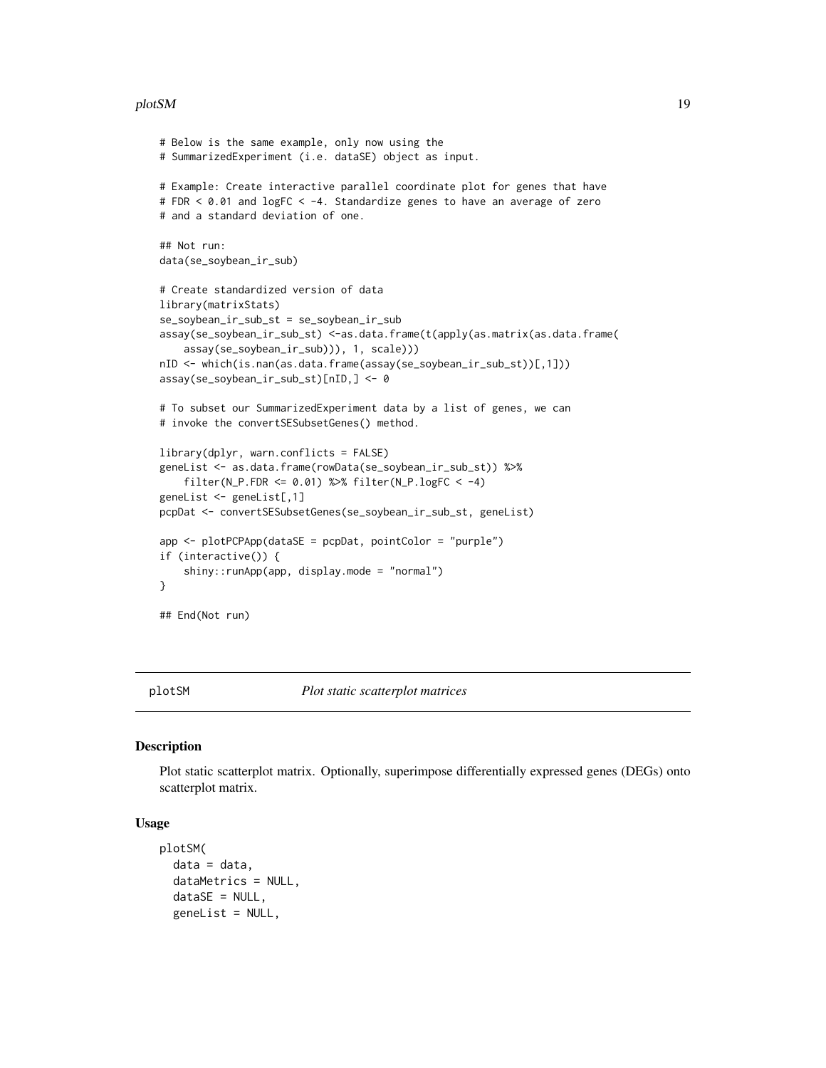```
# Below is the same example, only now using the
# SummarizedExperiment (i.e. dataSE) object as input.

# Example: Create interactive parallel coordinate plot for genes that have
# FDR < 0.01 and logFC < -4. Standardize genes to have an average of zero
# and a standard deviation of one.

## Not run:
data(se_soybean_ir_sub)

# Create standardized version of data
library(matrixStats)
se_soybean_ir_sub_st = se_soybean_ir_sub
assay(se_soybean_ir_sub_st) <-as.data.frame(t(apply(as.matrix(as.data.frame(
    assay(se_soybean_ir_sub))), 1, scale)))
nID <- which(is.nan(as.data.frame(assay(se_soybean_ir_sub_st))[,1]))
assay(se_soybean_ir_sub_st)[nID,] <- 0

# To subset our SummarizedExperiment data by a list of genes, we can
# invoke the convertSESubsetGenes() method.

library(dplyr, warn.conflicts = FALSE)
geneList <- as.data.frame(rowData(se_soybean_ir_sub_st)) %>%
    filter(N_P.FDR <= 0.01) %>% filter(N_P.logFC < -4)
geneList <- geneList[,1]
pcpDat <- convertSESubsetGenes(se_soybean_ir_sub_st, geneList)

app <- plotPCPApp(dataSE = pcpDat, pointColor = "purple")
if (interactive()) {
    shiny::runApp(app, display.mode = "normal")
}

## End(Not run)
```

## plotSM &nbsp;&nbsp;&nbsp;&nbsp; *Plot static scatterplot matrices*

### Description

Plot static scatterplot matrix. Optionally, superimpose differentially expressed genes (DEGs) onto scatterplot matrix.

### Usage

```
plotSM(
  data = data,
  dataMetrics = NULL,
  dataSE = NULL,
  geneList = NULL,
```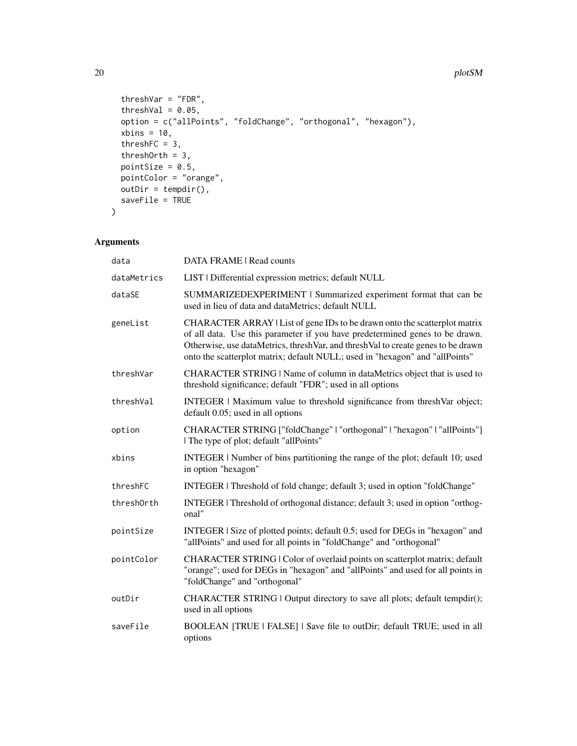```
  threshVar = "FDR",
  threshVal = 0.05,
  option = c("allPoints", "foldChange", "orthogonal", "hexagon"),
  xbins = 10,
  threshFC = 3,
  threshOrth = 3,
  pointSize = 0.5,
  pointColor = "orange",
  outDir = tempdir(),
  saveFile = TRUE
)
```

## Arguments

| | |
|---|---|
| `data` | DATA FRAME \| Read counts |
| `dataMetrics` | LIST \| Differential expression metrics; default NULL |
| `dataSE` | SUMMARIZEDEXPERIMENT \| Summarized experiment format that can be used in lieu of data and dataMetrics; default NULL |
| `geneList` | CHARACTER ARRAY \| List of gene IDs to be drawn onto the scatterplot matrix of all data. Use this parameter if you have predetermined genes to be drawn. Otherwise, use dataMetrics, threshVar, and threshVal to create genes to be drawn onto the scatterplot matrix; default NULL; used in "hexagon" and "allPoints" |
| `threshVar` | CHARACTER STRING \| Name of column in dataMetrics object that is used to threshold significance; default "FDR"; used in all options |
| `threshVal` | INTEGER \| Maximum value to threshold significance from threshVar object; default 0.05; used in all options |
| `option` | CHARACTER STRING ["foldChange" \| "orthogonal" \| "hexagon" \| "allPoints"] \| The type of plot; default "allPoints" |
| `xbins` | INTEGER \| Number of bins partitioning the range of the plot; default 10; used in option "hexagon" |
| `threshFC` | INTEGER \| Threshold of fold change; default 3; used in option "foldChange" |
| `threshOrth` | INTEGER \| Threshold of orthogonal distance; default 3; used in option "orthogonal" |
| `pointSize` | INTEGER \| Size of plotted points; default 0.5; used for DEGs in "hexagon" and "allPoints" and used for all points in "foldChange" and "orthogonal" |
| `pointColor` | CHARACTER STRING \| Color of overlaid points on scatterplot matrix; default "orange"; used for DEGs in "hexagon" and "allPoints" and used for all points in "foldChange" and "orthogonal" |
| `outDir` | CHARACTER STRING \| Output directory to save all plots; default tempdir(); used in all options |
| `saveFile` | BOOLEAN [TRUE \| FALSE] \| Save file to outDir; default TRUE; used in all options |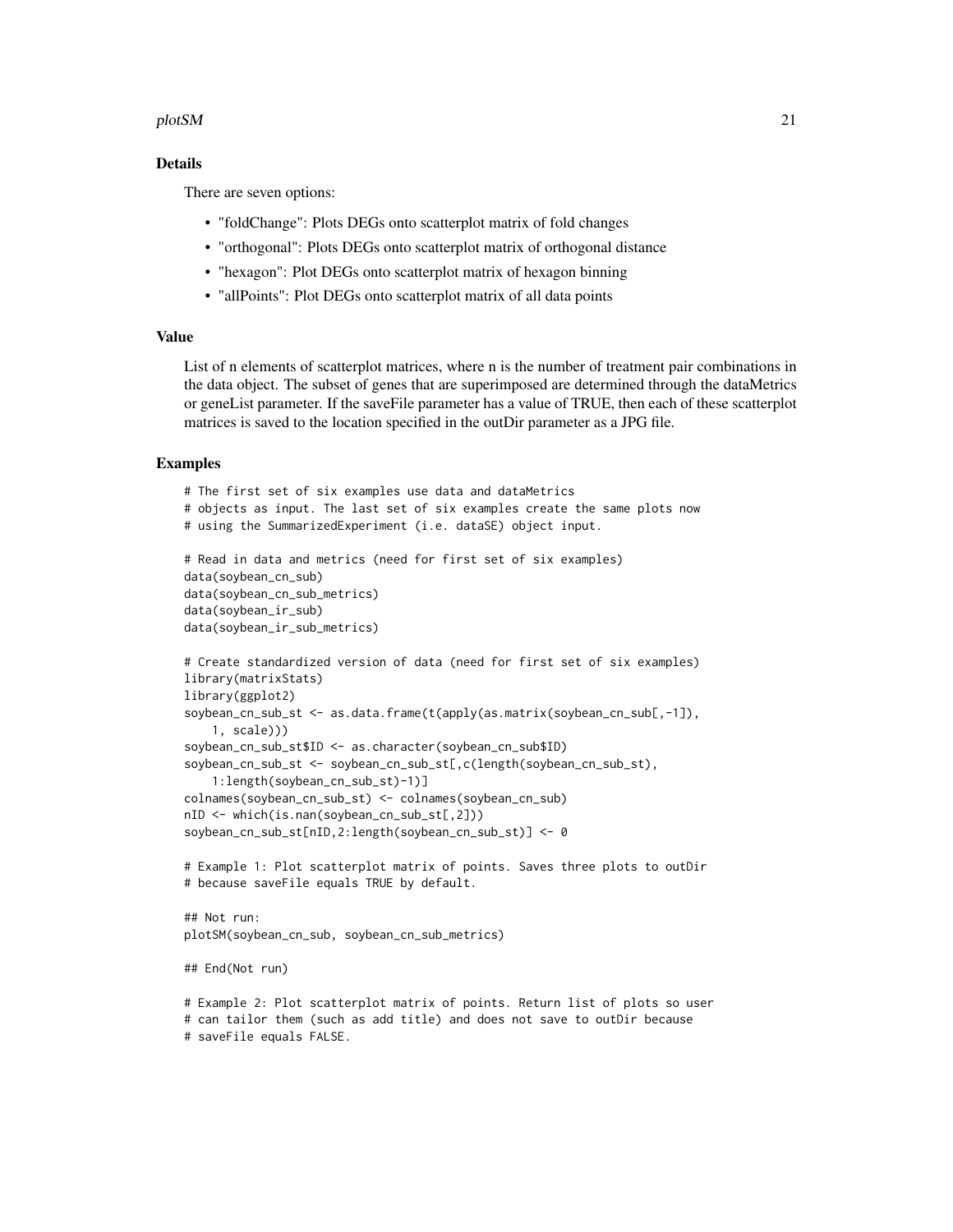### Details

There are seven options:

- "foldChange": Plots DEGs onto scatterplot matrix of fold changes
- "orthogonal": Plots DEGs onto scatterplot matrix of orthogonal distance
- "hexagon": Plot DEGs onto scatterplot matrix of hexagon binning
- "allPoints": Plot DEGs onto scatterplot matrix of all data points

### Value

List of n elements of scatterplot matrices, where n is the number of treatment pair combinations in the data object. The subset of genes that are superimposed are determined through the dataMetrics or geneList parameter. If the saveFile parameter has a value of TRUE, then each of these scatterplot matrices is saved to the location specified in the outDir parameter as a JPG file.

### Examples

```
# The first set of six examples use data and dataMetrics
# objects as input. The last set of six examples create the same plots now
# using the SummarizedExperiment (i.e. dataSE) object input.

# Read in data and metrics (need for first set of six examples)
data(soybean_cn_sub)
data(soybean_cn_sub_metrics)
data(soybean_ir_sub)
data(soybean_ir_sub_metrics)

# Create standardized version of data (need for first set of six examples)
library(matrixStats)
library(ggplot2)
soybean_cn_sub_st <- as.data.frame(t(apply(as.matrix(soybean_cn_sub[,-1]),
    1, scale)))
soybean_cn_sub_st$ID <- as.character(soybean_cn_sub$ID)
soybean_cn_sub_st <- soybean_cn_sub_st[,c(length(soybean_cn_sub_st),
    1:length(soybean_cn_sub_st)-1)]
colnames(soybean_cn_sub_st) <- colnames(soybean_cn_sub)
nID <- which(is.nan(soybean_cn_sub_st[,2]))
soybean_cn_sub_st[nID,2:length(soybean_cn_sub_st)] <- 0

# Example 1: Plot scatterplot matrix of points. Saves three plots to outDir
# because saveFile equals TRUE by default.

## Not run:
plotSM(soybean_cn_sub, soybean_cn_sub_metrics)

## End(Not run)

# Example 2: Plot scatterplot matrix of points. Return list of plots so user
# can tailor them (such as add title) and does not save to outDir because
# saveFile equals FALSE.
```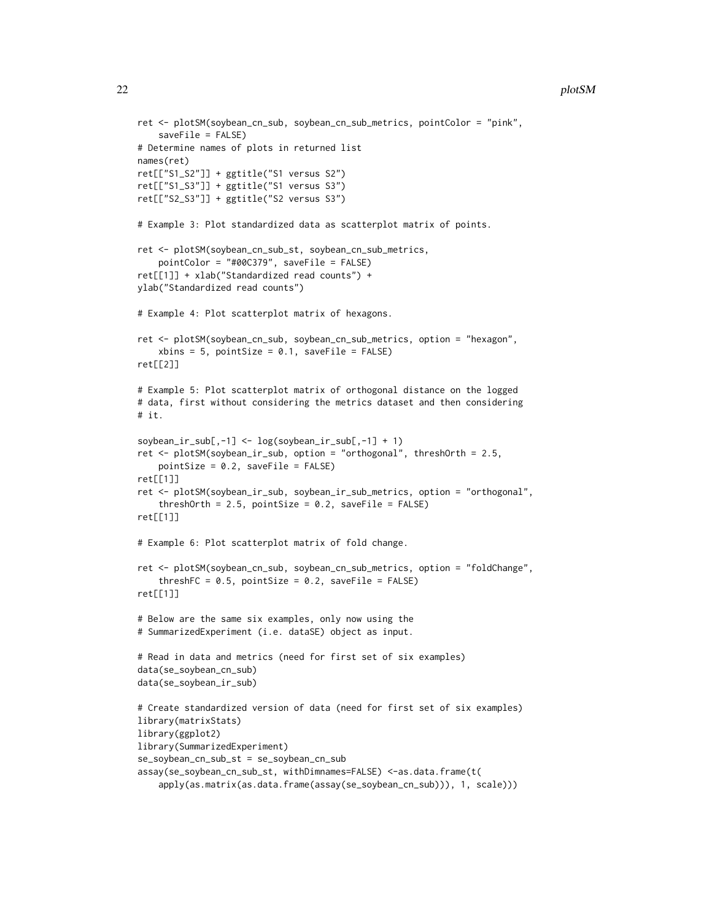```
ret <- plotSM(soybean_cn_sub, soybean_cn_sub_metrics, pointColor = "pink",
    saveFile = FALSE)
# Determine names of plots in returned list
names(ret)
ret[["S1_S2"]] + ggtitle("S1 versus S2")
ret[["S1_S3"]] + ggtitle("S1 versus S3")
ret[["S2_S3"]] + ggtitle("S2 versus S3")

# Example 3: Plot standardized data as scatterplot matrix of points.

ret <- plotSM(soybean_cn_sub_st, soybean_cn_sub_metrics,
    pointColor = "#00C379", saveFile = FALSE)
ret[[1]] + xlab("Standardized read counts") +
ylab("Standardized read counts")

# Example 4: Plot scatterplot matrix of hexagons.

ret <- plotSM(soybean_cn_sub, soybean_cn_sub_metrics, option = "hexagon",
    xbins = 5, pointSize = 0.1, saveFile = FALSE)
ret[[2]]

# Example 5: Plot scatterplot matrix of orthogonal distance on the logged
# data, first without considering the metrics dataset and then considering
# it.

soybean_ir_sub[,-1] <- log(soybean_ir_sub[,-1] + 1)
ret <- plotSM(soybean_ir_sub, option = "orthogonal", threshOrth = 2.5,
    pointSize = 0.2, saveFile = FALSE)
ret[[1]]
ret <- plotSM(soybean_ir_sub, soybean_ir_sub_metrics, option = "orthogonal",
    threshOrth = 2.5, pointSize = 0.2, saveFile = FALSE)
ret[[1]]

# Example 6: Plot scatterplot matrix of fold change.

ret <- plotSM(soybean_cn_sub, soybean_cn_sub_metrics, option = "foldChange",
    threshFC = 0.5, pointSize = 0.2, saveFile = FALSE)
ret[[1]]

# Below are the same six examples, only now using the
# SummarizedExperiment (i.e. dataSE) object as input.

# Read in data and metrics (need for first set of six examples)
data(se_soybean_cn_sub)
data(se_soybean_ir_sub)

# Create standardized version of data (need for first set of six examples)
library(matrixStats)
library(ggplot2)
library(SummarizedExperiment)
se_soybean_cn_sub_st = se_soybean_cn_sub
assay(se_soybean_cn_sub_st, withDimnames=FALSE) <-as.data.frame(t(
    apply(as.matrix(as.data.frame(assay(se_soybean_cn_sub))), 1, scale)))
```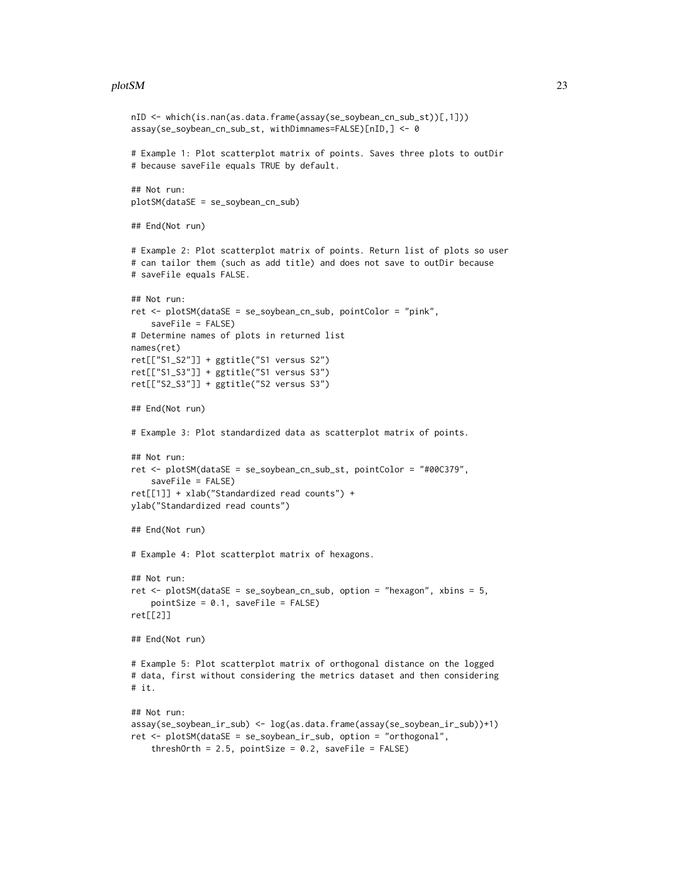```
nID <- which(is.nan(as.data.frame(assay(se_soybean_cn_sub_st))[,1]))
assay(se_soybean_cn_sub_st, withDimnames=FALSE)[nID,] <- 0

# Example 1: Plot scatterplot matrix of points. Saves three plots to outDir
# because saveFile equals TRUE by default.

## Not run:
plotSM(dataSE = se_soybean_cn_sub)

## End(Not run)

# Example 2: Plot scatterplot matrix of points. Return list of plots so user
# can tailor them (such as add title) and does not save to outDir because
# saveFile equals FALSE.

## Not run:
ret <- plotSM(dataSE = se_soybean_cn_sub, pointColor = "pink",
    saveFile = FALSE)
# Determine names of plots in returned list
names(ret)
ret[["S1_S2"]] + ggtitle("S1 versus S2")
ret[["S1_S3"]] + ggtitle("S1 versus S3")
ret[["S2_S3"]] + ggtitle("S2 versus S3")

## End(Not run)

# Example 3: Plot standardized data as scatterplot matrix of points.

## Not run:
ret <- plotSM(dataSE = se_soybean_cn_sub_st, pointColor = "#00C379",
    saveFile = FALSE)
ret[[1]] + xlab("Standardized read counts") +
ylab("Standardized read counts")

## End(Not run)

# Example 4: Plot scatterplot matrix of hexagons.

## Not run:
ret <- plotSM(dataSE = se_soybean_cn_sub, option = "hexagon", xbins = 5,
    pointSize = 0.1, saveFile = FALSE)
ret[[2]]

## End(Not run)

# Example 5: Plot scatterplot matrix of orthogonal distance on the logged
# data, first without considering the metrics dataset and then considering
# it.

## Not run:
assay(se_soybean_ir_sub) <- log(as.data.frame(assay(se_soybean_ir_sub))+1)
ret <- plotSM(dataSE = se_soybean_ir_sub, option = "orthogonal",
    threshOrth = 2.5, pointSize = 0.2, saveFile = FALSE)
```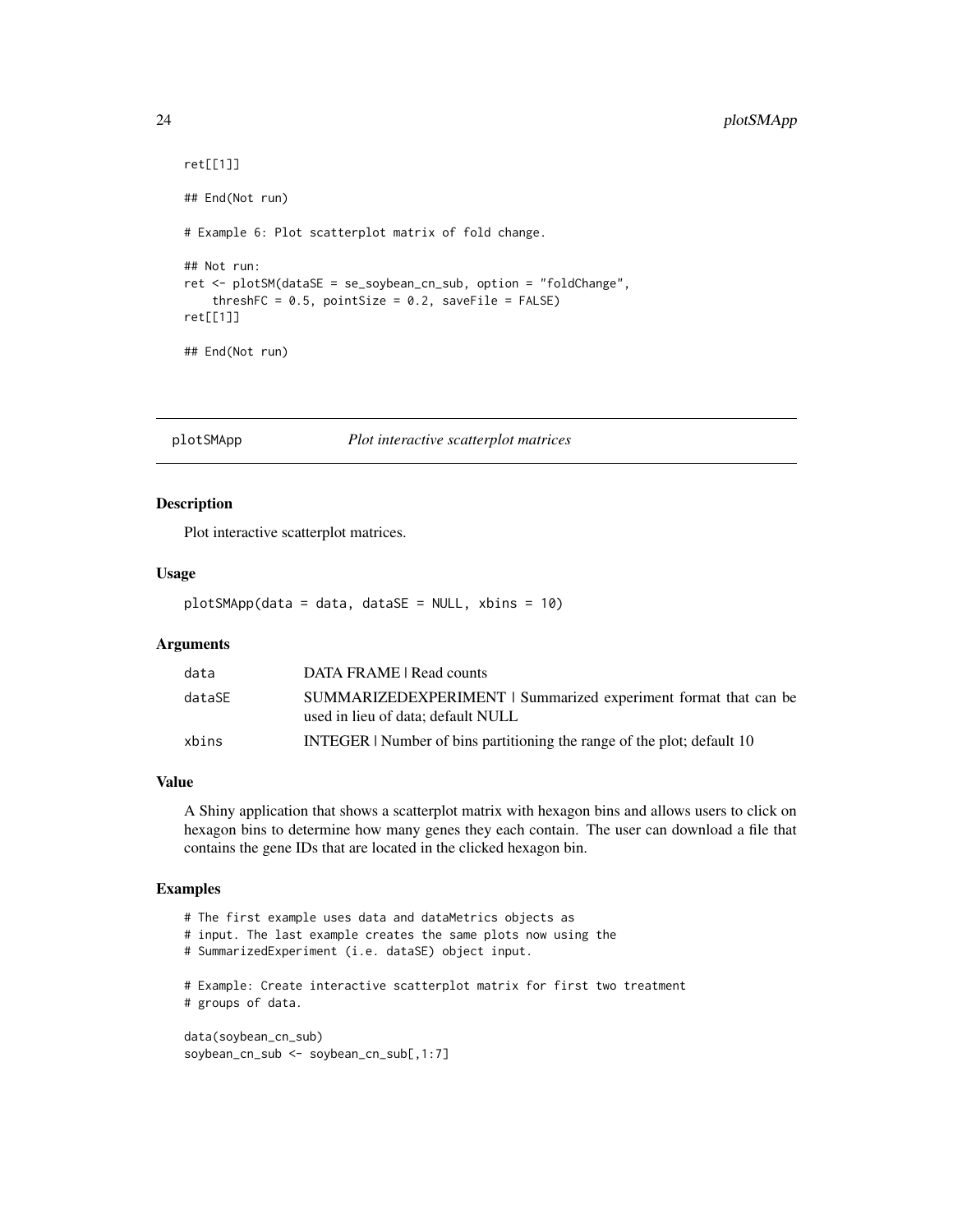```
ret[[1]]

## End(Not run)

# Example 6: Plot scatterplot matrix of fold change.

## Not run:
ret <- plotSM(dataSE = se_soybean_cn_sub, option = "foldChange",
    threshFC = 0.5, pointSize = 0.2, saveFile = FALSE)
ret[[1]]

## End(Not run)
```

---

## plotSMApp — *Plot interactive scatterplot matrices*

### Description

Plot interactive scatterplot matrices.

### Usage

```
plotSMApp(data = data, dataSE = NULL, xbins = 10)
```

### Arguments

| Argument | Description |
| --- | --- |
| data | DATA FRAME \| Read counts |
| dataSE | SUMMARIZEDEXPERIMENT \| Summarized experiment format that can be used in lieu of data; default NULL |
| xbins | INTEGER \| Number of bins partitioning the range of the plot; default 10 |

### Value

A Shiny application that shows a scatterplot matrix with hexagon bins and allows users to click on hexagon bins to determine how many genes they each contain. The user can download a file that contains the gene IDs that are located in the clicked hexagon bin.

### Examples

```
# The first example uses data and dataMetrics objects as
# input. The last example creates the same plots now using the
# SummarizedExperiment (i.e. dataSE) object input.

# Example: Create interactive scatterplot matrix for first two treatment
# groups of data.

data(soybean_cn_sub)
soybean_cn_sub <- soybean_cn_sub[,1:7]
```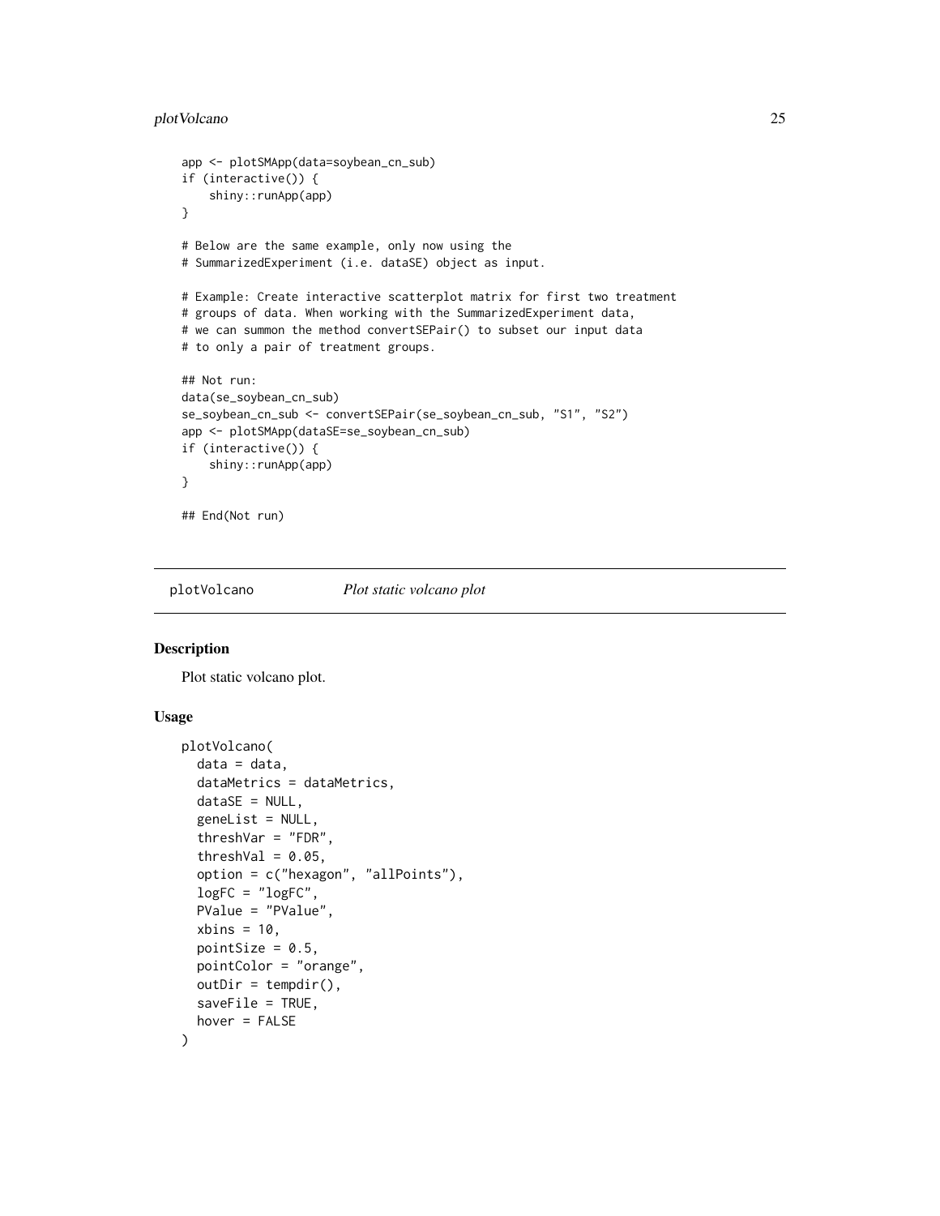```
app <- plotSMApp(data=soybean_cn_sub)
if (interactive()) {
    shiny::runApp(app)
}

# Below are the same example, only now using the
# SummarizedExperiment (i.e. dataSE) object as input.

# Example: Create interactive scatterplot matrix for first two treatment
# groups of data. When working with the SummarizedExperiment data,
# we can summon the method convertSEPair() to subset our input data
# to only a pair of treatment groups.

## Not run:
data(se_soybean_cn_sub)
se_soybean_cn_sub <- convertSEPair(se_soybean_cn_sub, "S1", "S2")
app <- plotSMApp(dataSE=se_soybean_cn_sub)
if (interactive()) {
    shiny::runApp(app)
}

## End(Not run)
```

## plotVolcano *Plot static volcano plot*

### Description

Plot static volcano plot.

### Usage

```
plotVolcano(
  data = data,
  dataMetrics = dataMetrics,
  dataSE = NULL,
  geneList = NULL,
  threshVar = "FDR",
  threshVal = 0.05,
  option = c("hexagon", "allPoints"),
  logFC = "logFC",
  PValue = "PValue",
  xbins = 10,
  pointSize = 0.5,
  pointColor = "orange",
  outDir = tempdir(),
  saveFile = TRUE,
  hover = FALSE
)
```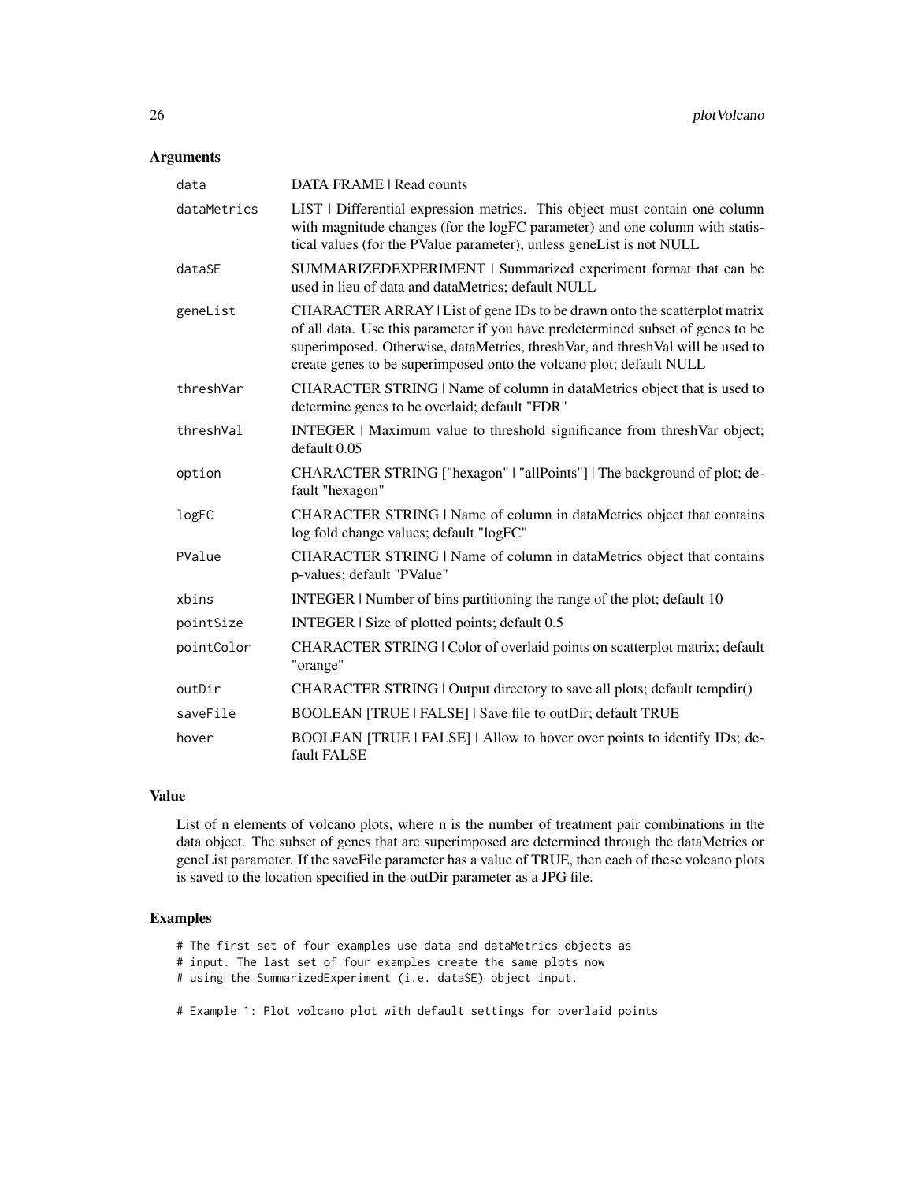## Arguments

| Argument | Description |
|---|---|
| data | DATA FRAME \| Read counts |
| dataMetrics | LIST \| Differential expression metrics. This object must contain one column with magnitude changes (for the logFC parameter) and one column with statistical values (for the PValue parameter), unless geneList is not NULL |
| dataSE | SUMMARIZEDEXPERIMENT \| Summarized experiment format that can be used in lieu of data and dataMetrics; default NULL |
| geneList | CHARACTER ARRAY \| List of gene IDs to be drawn onto the scatterplot matrix of all data. Use this parameter if you have predetermined subset of genes to be superimposed. Otherwise, dataMetrics, threshVar, and threshVal will be used to create genes to be superimposed onto the volcano plot; default NULL |
| threshVar | CHARACTER STRING \| Name of column in dataMetrics object that is used to determine genes to be overlaid; default "FDR" |
| threshVal | INTEGER \| Maximum value to threshold significance from threshVar object; default 0.05 |
| option | CHARACTER STRING ["hexagon" \| "allPoints"] \| The background of plot; default "hexagon" |
| logFC | CHARACTER STRING \| Name of column in dataMetrics object that contains log fold change values; default "logFC" |
| PValue | CHARACTER STRING \| Name of column in dataMetrics object that contains p-values; default "PValue" |
| xbins | INTEGER \| Number of bins partitioning the range of the plot; default 10 |
| pointSize | INTEGER \| Size of plotted points; default 0.5 |
| pointColor | CHARACTER STRING \| Color of overlaid points on scatterplot matrix; default "orange" |
| outDir | CHARACTER STRING \| Output directory to save all plots; default tempdir() |
| saveFile | BOOLEAN [TRUE \| FALSE] \| Save file to outDir; default TRUE |
| hover | BOOLEAN [TRUE \| FALSE] \| Allow to hover over points to identify IDs; default FALSE |

## Value

List of n elements of volcano plots, where n is the number of treatment pair combinations in the data object. The subset of genes that are superimposed are determined through the dataMetrics or geneList parameter. If the saveFile parameter has a value of TRUE, then each of these volcano plots is saved to the location specified in the outDir parameter as a JPG file.

## Examples

```
# The first set of four examples use data and dataMetrics objects as
# input. The last set of four examples create the same plots now
# using the SummarizedExperiment (i.e. dataSE) object input.

# Example 1: Plot volcano plot with default settings for overlaid points
```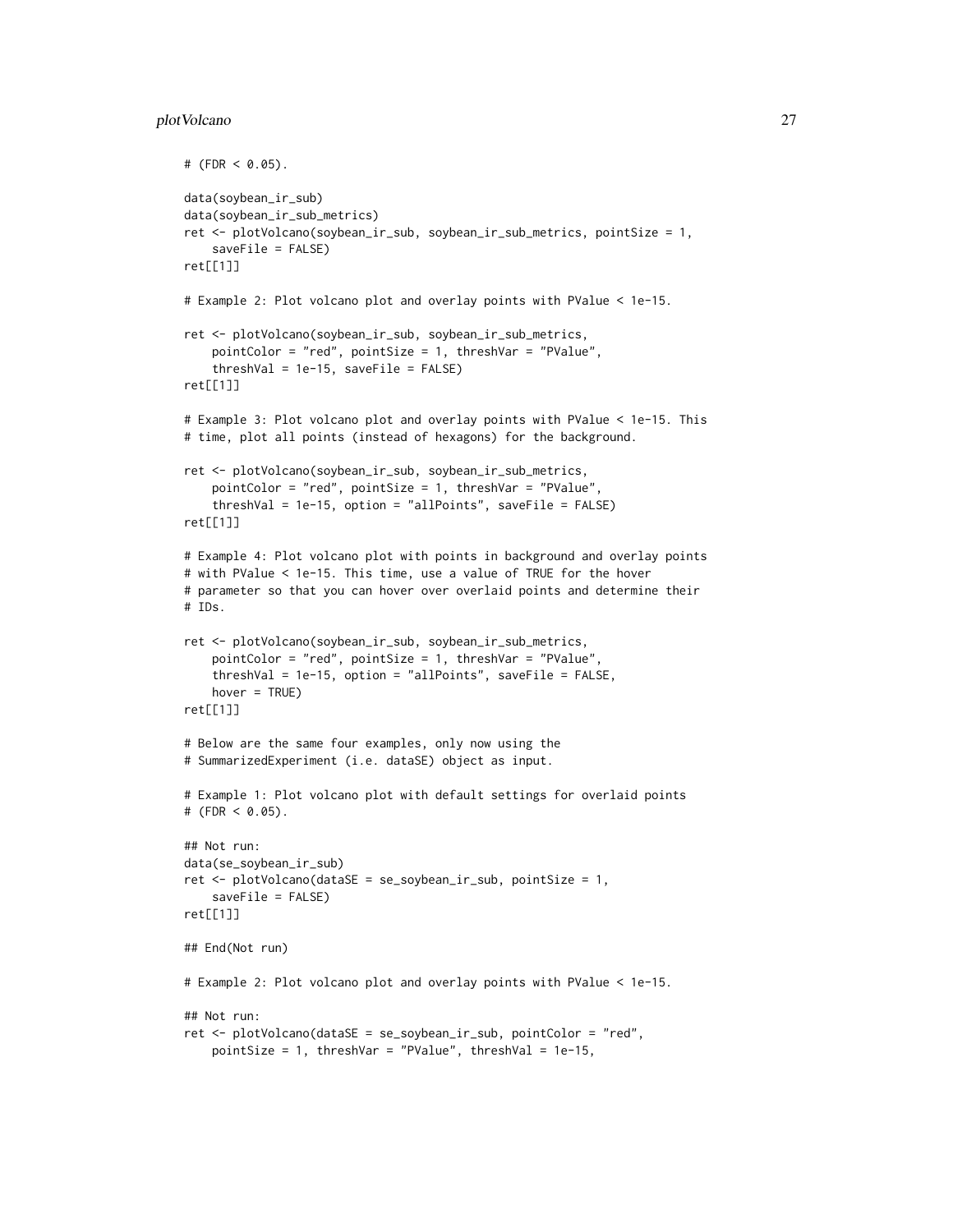```
# (FDR < 0.05).

data(soybean_ir_sub)
data(soybean_ir_sub_metrics)
ret <- plotVolcano(soybean_ir_sub, soybean_ir_sub_metrics, pointSize = 1,
    saveFile = FALSE)
ret[[1]]

# Example 2: Plot volcano plot and overlay points with PValue < 1e-15.

ret <- plotVolcano(soybean_ir_sub, soybean_ir_sub_metrics,
    pointColor = "red", pointSize = 1, threshVar = "PValue",
    threshVal = 1e-15, saveFile = FALSE)
ret[[1]]

# Example 3: Plot volcano plot and overlay points with PValue < 1e-15. This
# time, plot all points (instead of hexagons) for the background.

ret <- plotVolcano(soybean_ir_sub, soybean_ir_sub_metrics,
    pointColor = "red", pointSize = 1, threshVar = "PValue",
    threshVal = 1e-15, option = "allPoints", saveFile = FALSE)
ret[[1]]

# Example 4: Plot volcano plot with points in background and overlay points
# with PValue < 1e-15. This time, use a value of TRUE for the hover
# parameter so that you can hover over overlaid points and determine their
# IDs.

ret <- plotVolcano(soybean_ir_sub, soybean_ir_sub_metrics,
    pointColor = "red", pointSize = 1, threshVar = "PValue",
    threshVal = 1e-15, option = "allPoints", saveFile = FALSE,
    hover = TRUE)
ret[[1]]

# Below are the same four examples, only now using the
# SummarizedExperiment (i.e. dataSE) object as input.

# Example 1: Plot volcano plot with default settings for overlaid points
# (FDR < 0.05).

## Not run:
data(se_soybean_ir_sub)
ret <- plotVolcano(dataSE = se_soybean_ir_sub, pointSize = 1,
    saveFile = FALSE)
ret[[1]]

## End(Not run)

# Example 2: Plot volcano plot and overlay points with PValue < 1e-15.

## Not run:
ret <- plotVolcano(dataSE = se_soybean_ir_sub, pointColor = "red",
    pointSize = 1, threshVar = "PValue", threshVal = 1e-15,
```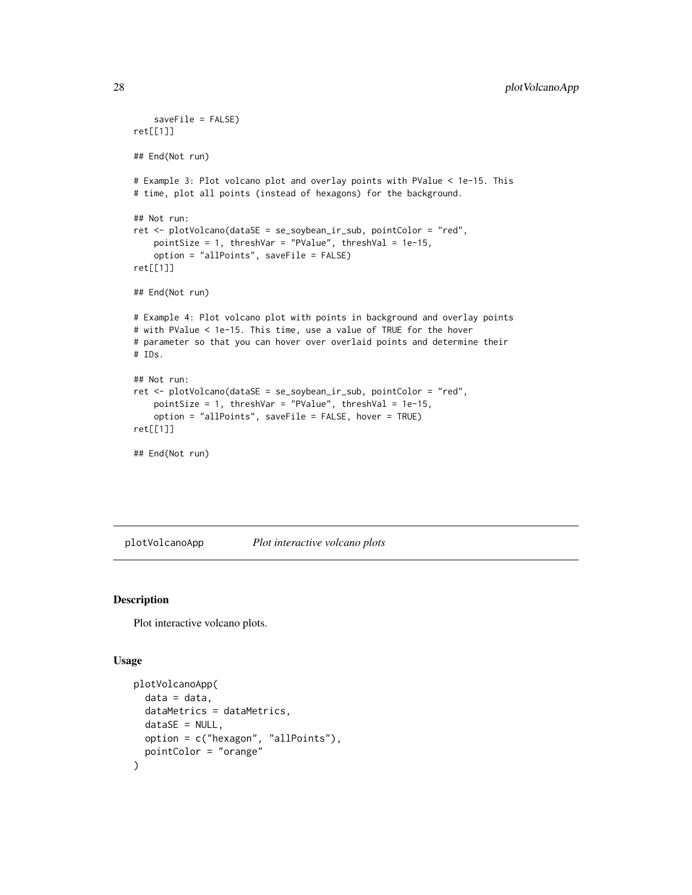```
    saveFile = FALSE)
ret[[1]]

## End(Not run)

# Example 3: Plot volcano plot and overlay points with PValue < 1e-15. This
# time, plot all points (instead of hexagons) for the background.

## Not run:
ret <- plotVolcano(dataSE = se_soybean_ir_sub, pointColor = "red",
    pointSize = 1, threshVar = "PValue", threshVal = 1e-15,
    option = "allPoints", saveFile = FALSE)
ret[[1]]

## End(Not run)

# Example 4: Plot volcano plot with points in background and overlay points
# with PValue < 1e-15. This time, use a value of TRUE for the hover
# parameter so that you can hover over overlaid points and determine their
# IDs.

## Not run:
ret <- plotVolcano(dataSE = se_soybean_ir_sub, pointColor = "red",
    pointSize = 1, threshVar = "PValue", threshVal = 1e-15,
    option = "allPoints", saveFile = FALSE, hover = TRUE)
ret[[1]]

## End(Not run)
```

## plotVolcanoApp *Plot interactive volcano plots*

### Description

Plot interactive volcano plots.

### Usage

```
plotVolcanoApp(
  data = data,
  dataMetrics = dataMetrics,
  dataSE = NULL,
  option = c("hexagon", "allPoints"),
  pointColor = "orange"
)
```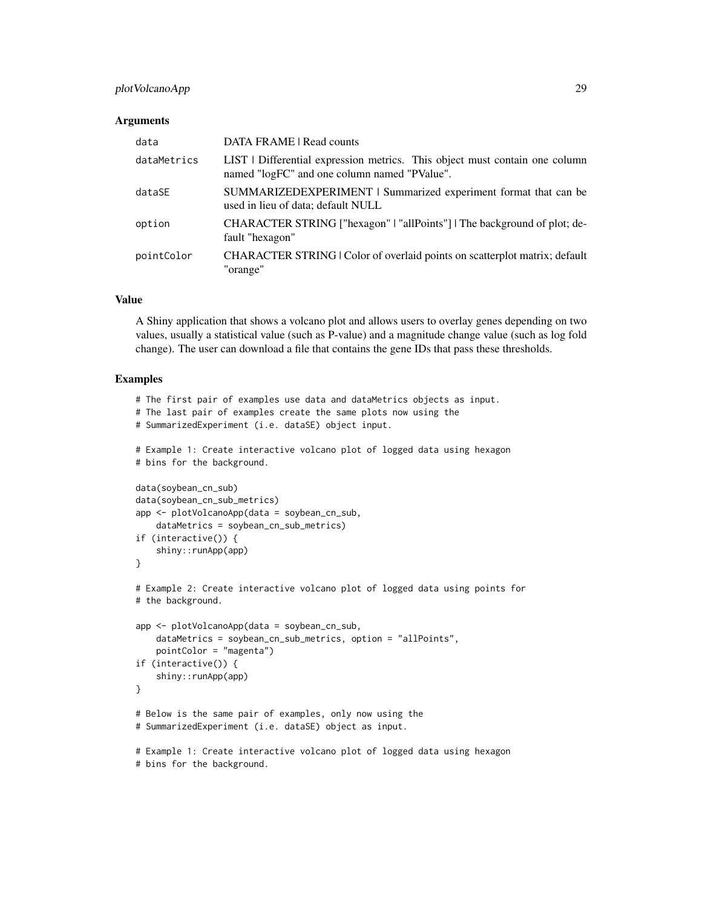### Arguments

| | |
|---|---|
| data | DATA FRAME \| Read counts |
| dataMetrics | LIST \| Differential expression metrics. This object must contain one column named "logFC" and one column named "PValue". |
| dataSE | SUMMARIZEDEXPERIMENT \| Summarized experiment format that can be used in lieu of data; default NULL |
| option | CHARACTER STRING ["hexagon" \| "allPoints"] \| The background of plot; default "hexagon" |
| pointColor | CHARACTER STRING \| Color of overlaid points on scatterplot matrix; default "orange" |

### Value

A Shiny application that shows a volcano plot and allows users to overlay genes depending on two values, usually a statistical value (such as P-value) and a magnitude change value (such as log fold change). The user can download a file that contains the gene IDs that pass these thresholds.

### Examples

```
# The first pair of examples use data and dataMetrics objects as input.
# The last pair of examples create the same plots now using the
# SummarizedExperiment (i.e. dataSE) object input.

# Example 1: Create interactive volcano plot of logged data using hexagon
# bins for the background.

data(soybean_cn_sub)
data(soybean_cn_sub_metrics)
app <- plotVolcanoApp(data = soybean_cn_sub,
    dataMetrics = soybean_cn_sub_metrics)
if (interactive()) {
    shiny::runApp(app)
}

# Example 2: Create interactive volcano plot of logged data using points for
# the background.

app <- plotVolcanoApp(data = soybean_cn_sub,
    dataMetrics = soybean_cn_sub_metrics, option = "allPoints",
    pointColor = "magenta")
if (interactive()) {
    shiny::runApp(app)
}

# Below is the same pair of examples, only now using the
# SummarizedExperiment (i.e. dataSE) object as input.

# Example 1: Create interactive volcano plot of logged data using hexagon
# bins for the background.
```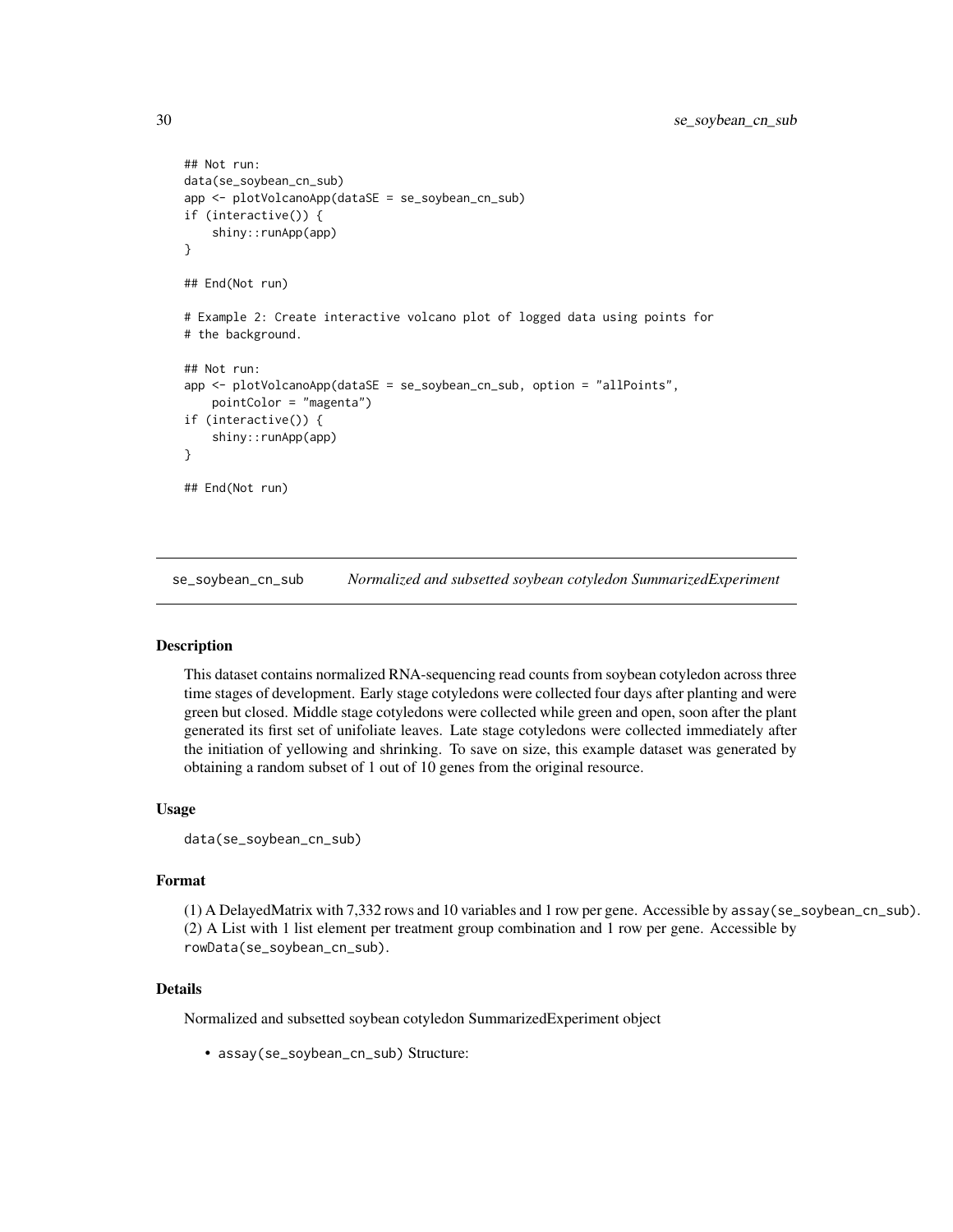```
## Not run:
data(se_soybean_cn_sub)
app <- plotVolcanoApp(dataSE = se_soybean_cn_sub)
if (interactive()) {
    shiny::runApp(app)
}

## End(Not run)

# Example 2: Create interactive volcano plot of logged data using points for
# the background.

## Not run:
app <- plotVolcanoApp(dataSE = se_soybean_cn_sub, option = "allPoints",
    pointColor = "magenta")
if (interactive()) {
    shiny::runApp(app)
}

## End(Not run)
```

---

## se_soybean_cn_sub — *Normalized and subsetted soybean cotyledon SummarizedExperiment*

---

### Description

This dataset contains normalized RNA-sequencing read counts from soybean cotyledon across three time stages of development. Early stage cotyledons were collected four days after planting and were green but closed. Middle stage cotyledons were collected while green and open, soon after the plant generated its first set of unifoliate leaves. Late stage cotyledons were collected immediately after the initiation of yellowing and shrinking. To save on size, this example dataset was generated by obtaining a random subset of 1 out of 10 genes from the original resource.

### Usage

```
data(se_soybean_cn_sub)
```

### Format

(1) A DelayedMatrix with 7,332 rows and 10 variables and 1 row per gene. Accessible by `assay(se_soybean_cn_sub)`.
(2) A List with 1 list element per treatment group combination and 1 row per gene. Accessible by `rowData(se_soybean_cn_sub)`.

### Details

Normalized and subsetted soybean cotyledon SummarizedExperiment object

- `assay(se_soybean_cn_sub)` Structure: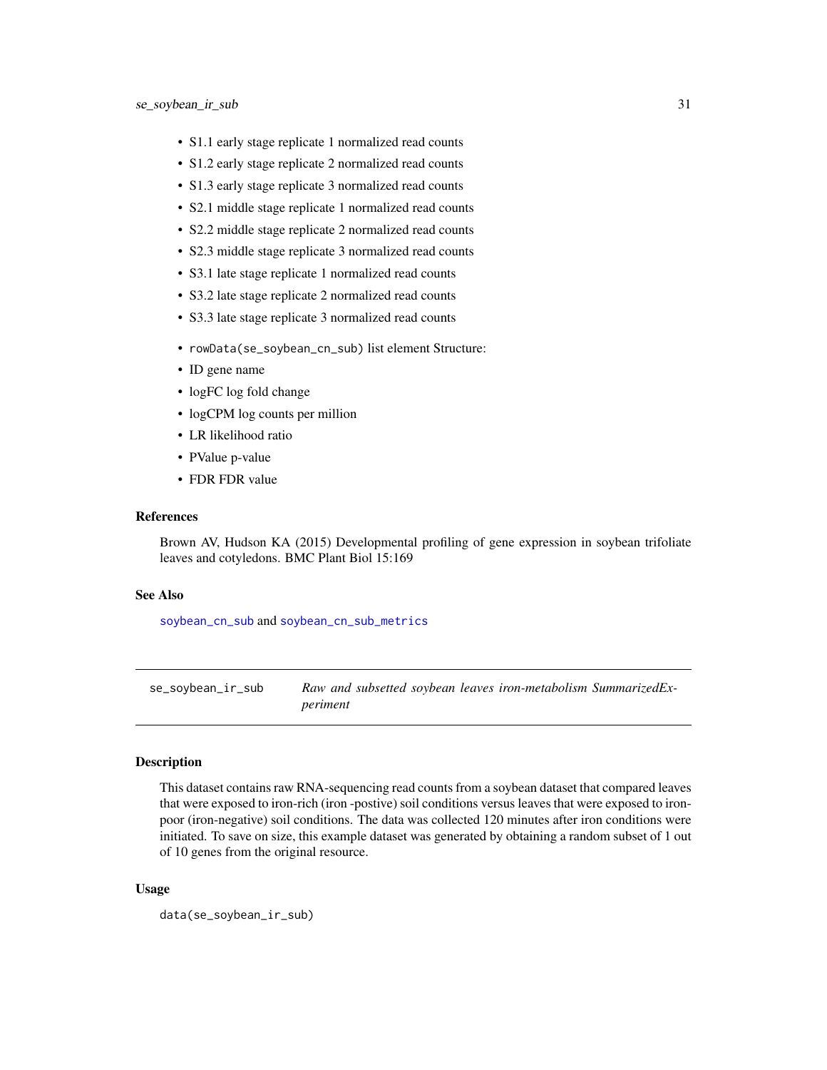- S1.1 early stage replicate 1 normalized read counts
- S1.2 early stage replicate 2 normalized read counts
- S1.3 early stage replicate 3 normalized read counts
- S2.1 middle stage replicate 1 normalized read counts
- S2.2 middle stage replicate 2 normalized read counts
- S2.3 middle stage replicate 3 normalized read counts
- S3.1 late stage replicate 1 normalized read counts
- S3.2 late stage replicate 2 normalized read counts
- S3.3 late stage replicate 3 normalized read counts

- `rowData(se_soybean_cn_sub)` list element Structure:
- ID gene name
- logFC log fold change
- logCPM log counts per million
- LR likelihood ratio
- PValue p-value
- FDR FDR value

### References

Brown AV, Hudson KA (2015) Developmental profiling of gene expression in soybean trifoliate leaves and cotyledons. BMC Plant Biol 15:169

### See Also

`soybean_cn_sub` and `soybean_cn_sub_metrics`

---

## se_soybean_ir_sub — *Raw and subsetted soybean leaves iron-metabolism SummarizedExperiment*

### Description

This dataset contains raw RNA-sequencing read counts from a soybean dataset that compared leaves that were exposed to iron-rich (iron -postive) soil conditions versus leaves that were exposed to iron-poor (iron-negative) soil conditions. The data was collected 120 minutes after iron conditions were initiated. To save on size, this example dataset was generated by obtaining a random subset of 1 out of 10 genes from the original resource.

### Usage

```
data(se_soybean_ir_sub)
```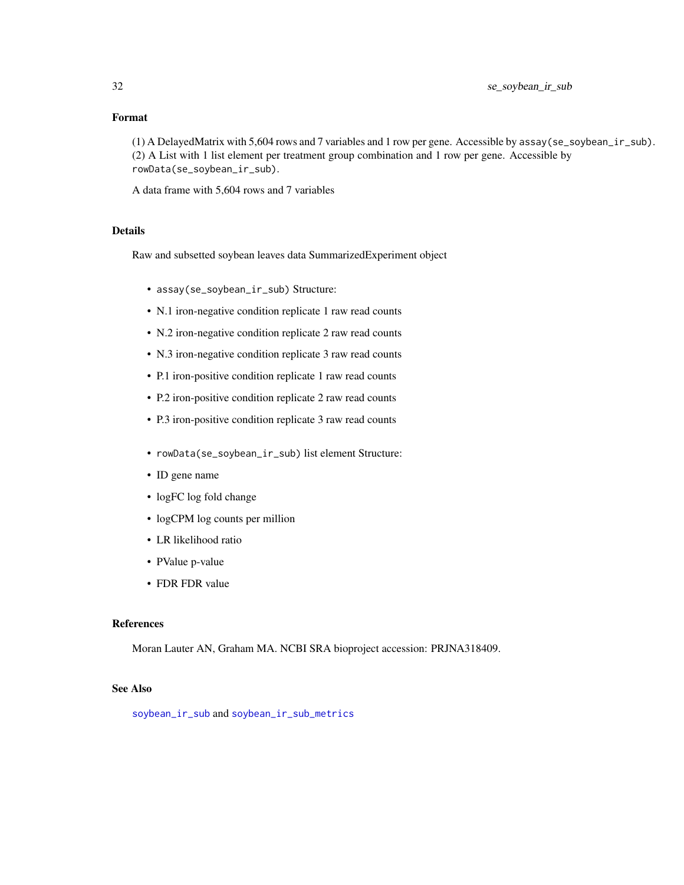### Format

(1) A DelayedMatrix with 5,604 rows and 7 variables and 1 row per gene. Accessible by `assay(se_soybean_ir_sub)`.
(2) A List with 1 list element per treatment group combination and 1 row per gene. Accessible by `rowData(se_soybean_ir_sub)`.

A data frame with 5,604 rows and 7 variables

### Details

Raw and subsetted soybean leaves data SummarizedExperiment object

- `assay(se_soybean_ir_sub)` Structure:
- N.1 iron-negative condition replicate 1 raw read counts
- N.2 iron-negative condition replicate 2 raw read counts
- N.3 iron-negative condition replicate 3 raw read counts
- P.1 iron-positive condition replicate 1 raw read counts
- P.2 iron-positive condition replicate 2 raw read counts
- P.3 iron-positive condition replicate 3 raw read counts

- `rowData(se_soybean_ir_sub)` list element Structure:
- ID gene name
- logFC log fold change
- logCPM log counts per million
- LR likelihood ratio
- PValue p-value
- FDR FDR value

### References

Moran Lauter AN, Graham MA. NCBI SRA bioproject accession: PRJNA318409.

### See Also

`soybean_ir_sub` and `soybean_ir_sub_metrics`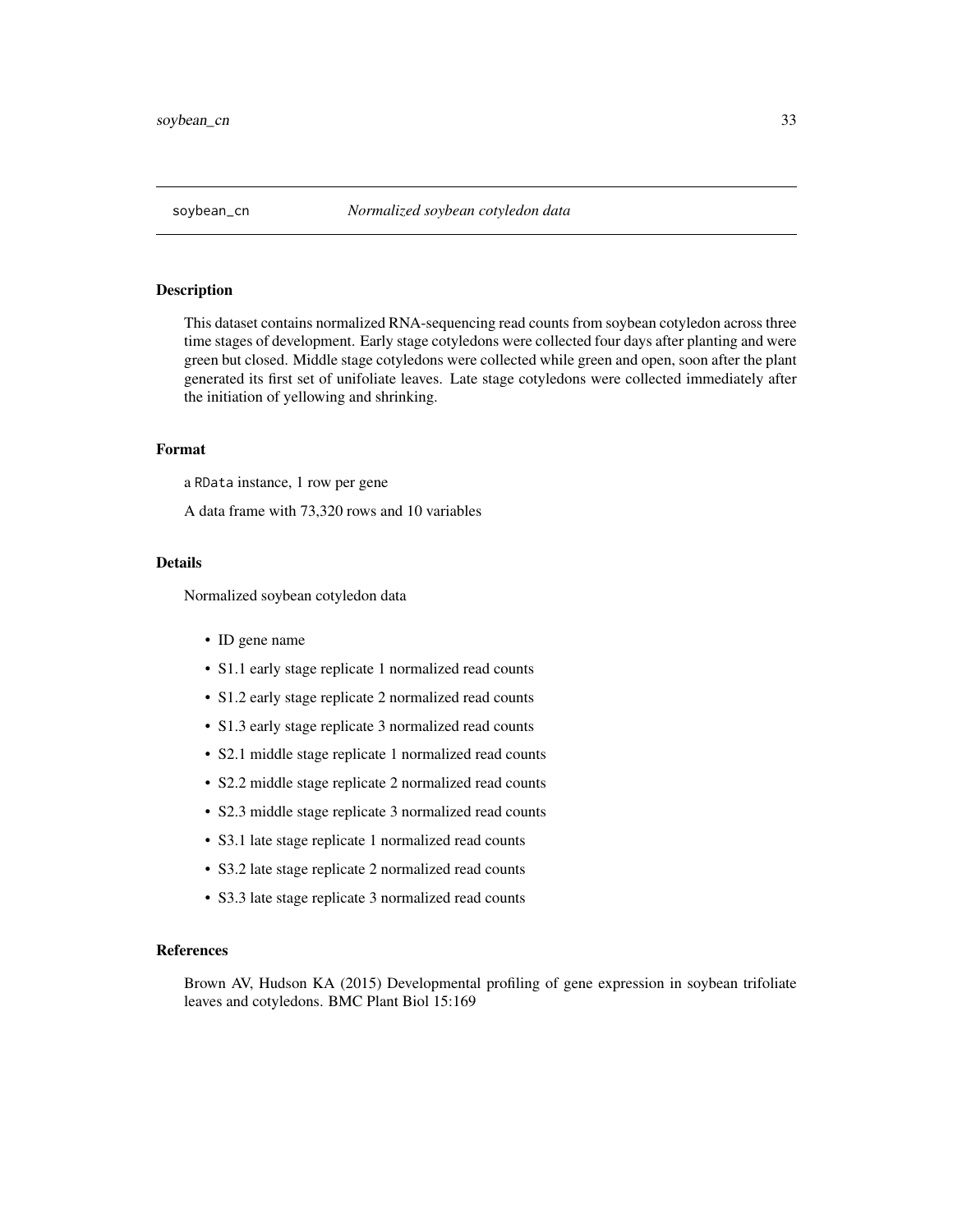soybean_cn *Normalized soybean cotyledon data*

### Description

This dataset contains normalized RNA-sequencing read counts from soybean cotyledon across three time stages of development. Early stage cotyledons were collected four days after planting and were green but closed. Middle stage cotyledons were collected while green and open, soon after the plant generated its first set of unifoliate leaves. Late stage cotyledons were collected immediately after the initiation of yellowing and shrinking.

### Format

a RData instance, 1 row per gene

A data frame with 73,320 rows and 10 variables

### Details

Normalized soybean cotyledon data

- ID gene name
- S1.1 early stage replicate 1 normalized read counts
- S1.2 early stage replicate 2 normalized read counts
- S1.3 early stage replicate 3 normalized read counts
- S2.1 middle stage replicate 1 normalized read counts
- S2.2 middle stage replicate 2 normalized read counts
- S2.3 middle stage replicate 3 normalized read counts
- S3.1 late stage replicate 1 normalized read counts
- S3.2 late stage replicate 2 normalized read counts
- S3.3 late stage replicate 3 normalized read counts

### References

Brown AV, Hudson KA (2015) Developmental profiling of gene expression in soybean trifoliate leaves and cotyledons. BMC Plant Biol 15:169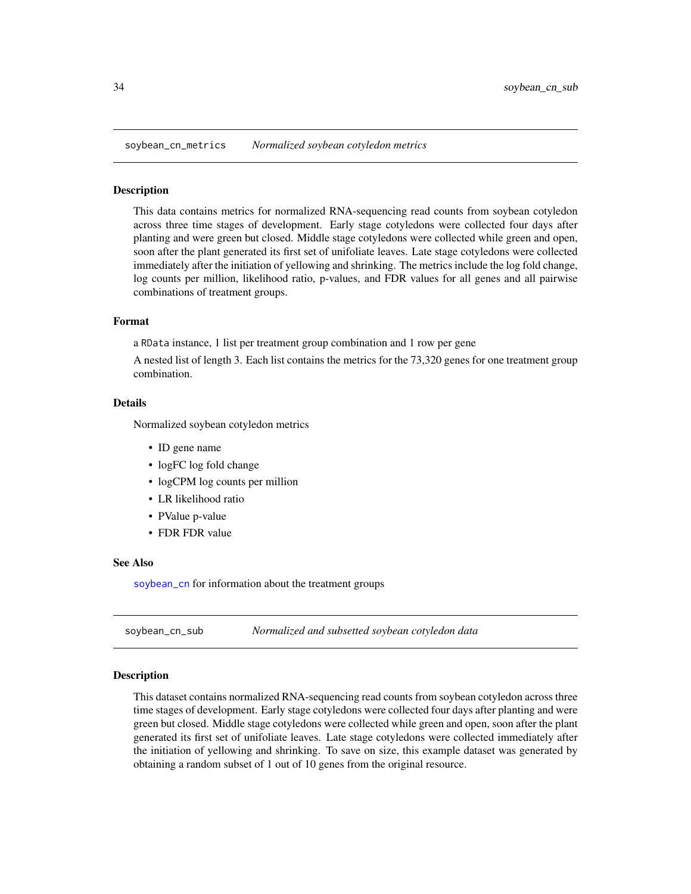## soybean_cn_metrics *Normalized soybean cotyledon metrics*

### Description

This data contains metrics for normalized RNA-sequencing read counts from soybean cotyledon across three time stages of development. Early stage cotyledons were collected four days after planting and were green but closed. Middle stage cotyledons were collected while green and open, soon after the plant generated its first set of unifoliate leaves. Late stage cotyledons were collected immediately after the initiation of yellowing and shrinking. The metrics include the log fold change, log counts per million, likelihood ratio, p-values, and FDR values for all genes and all pairwise combinations of treatment groups.

### Format

a `RData` instance, 1 list per treatment group combination and 1 row per gene

A nested list of length 3. Each list contains the metrics for the 73,320 genes for one treatment group combination.

### Details

Normalized soybean cotyledon metrics

- ID gene name
- logFC log fold change
- logCPM log counts per million
- LR likelihood ratio
- PValue p-value
- FDR FDR value

### See Also

`soybean_cn` for information about the treatment groups

## soybean_cn_sub *Normalized and subsetted soybean cotyledon data*

### Description

This dataset contains normalized RNA-sequencing read counts from soybean cotyledon across three time stages of development. Early stage cotyledons were collected four days after planting and were green but closed. Middle stage cotyledons were collected while green and open, soon after the plant generated its first set of unifoliate leaves. Late stage cotyledons were collected immediately after the initiation of yellowing and shrinking. To save on size, this example dataset was generated by obtaining a random subset of 1 out of 10 genes from the original resource.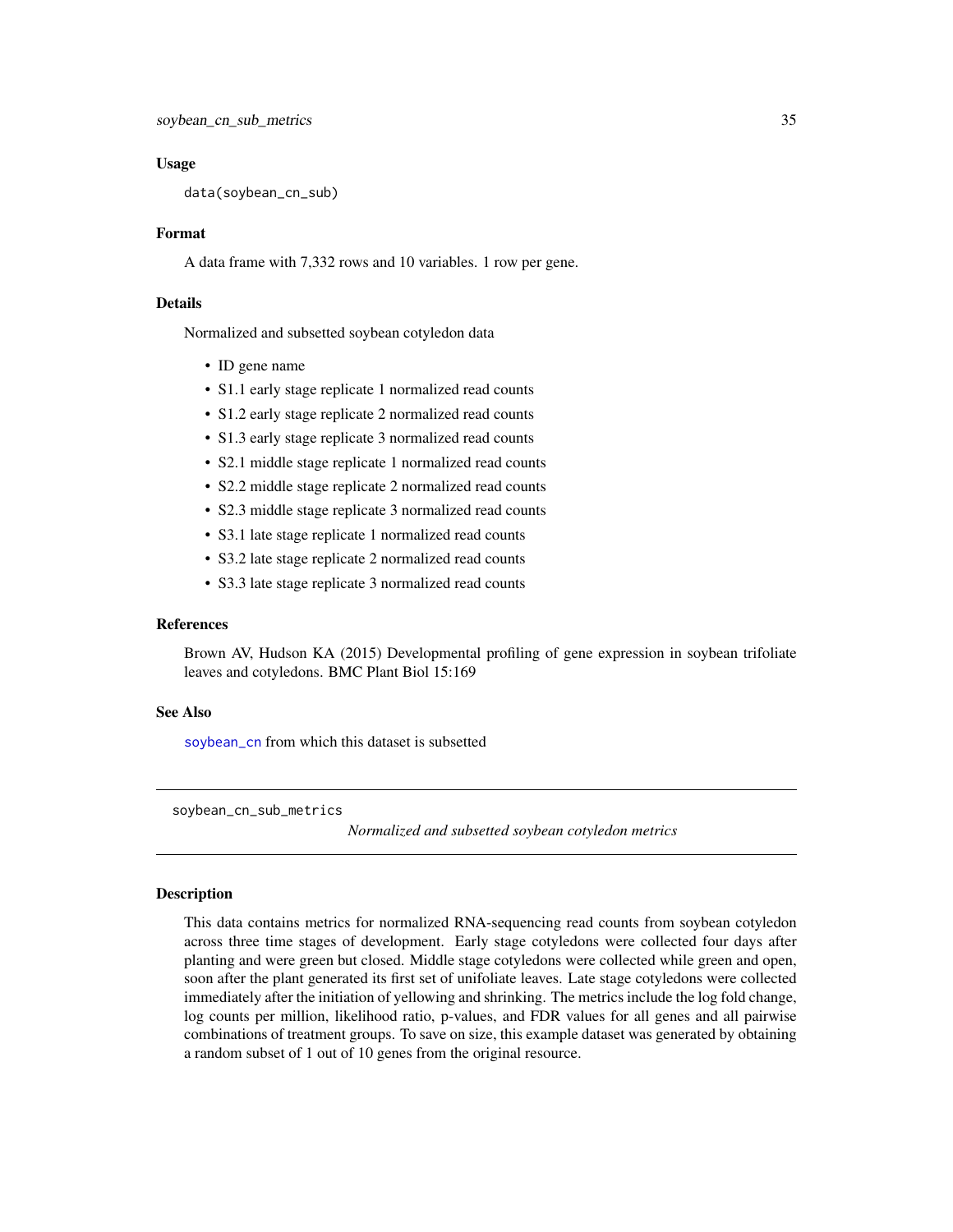### Usage

```
data(soybean_cn_sub)
```

### Format

A data frame with 7,332 rows and 10 variables. 1 row per gene.

### Details

Normalized and subsetted soybean cotyledon data

- ID gene name
- S1.1 early stage replicate 1 normalized read counts
- S1.2 early stage replicate 2 normalized read counts
- S1.3 early stage replicate 3 normalized read counts
- S2.1 middle stage replicate 1 normalized read counts
- S2.2 middle stage replicate 2 normalized read counts
- S2.3 middle stage replicate 3 normalized read counts
- S3.1 late stage replicate 1 normalized read counts
- S3.2 late stage replicate 2 normalized read counts
- S3.3 late stage replicate 3 normalized read counts

### References

Brown AV, Hudson KA (2015) Developmental profiling of gene expression in soybean trifoliate leaves and cotyledons. BMC Plant Biol 15:169

### See Also

soybean_cn from which this dataset is subsetted

---

## soybean_cn_sub_metrics

*Normalized and subsetted soybean cotyledon metrics*

### Description

This data contains metrics for normalized RNA-sequencing read counts from soybean cotyledon across three time stages of development. Early stage cotyledons were collected four days after planting and were green but closed. Middle stage cotyledons were collected while green and open, soon after the plant generated its first set of unifoliate leaves. Late stage cotyledons were collected immediately after the initiation of yellowing and shrinking. The metrics include the log fold change, log counts per million, likelihood ratio, p-values, and FDR values for all genes and all pairwise combinations of treatment groups. To save on size, this example dataset was generated by obtaining a random subset of 1 out of 10 genes from the original resource.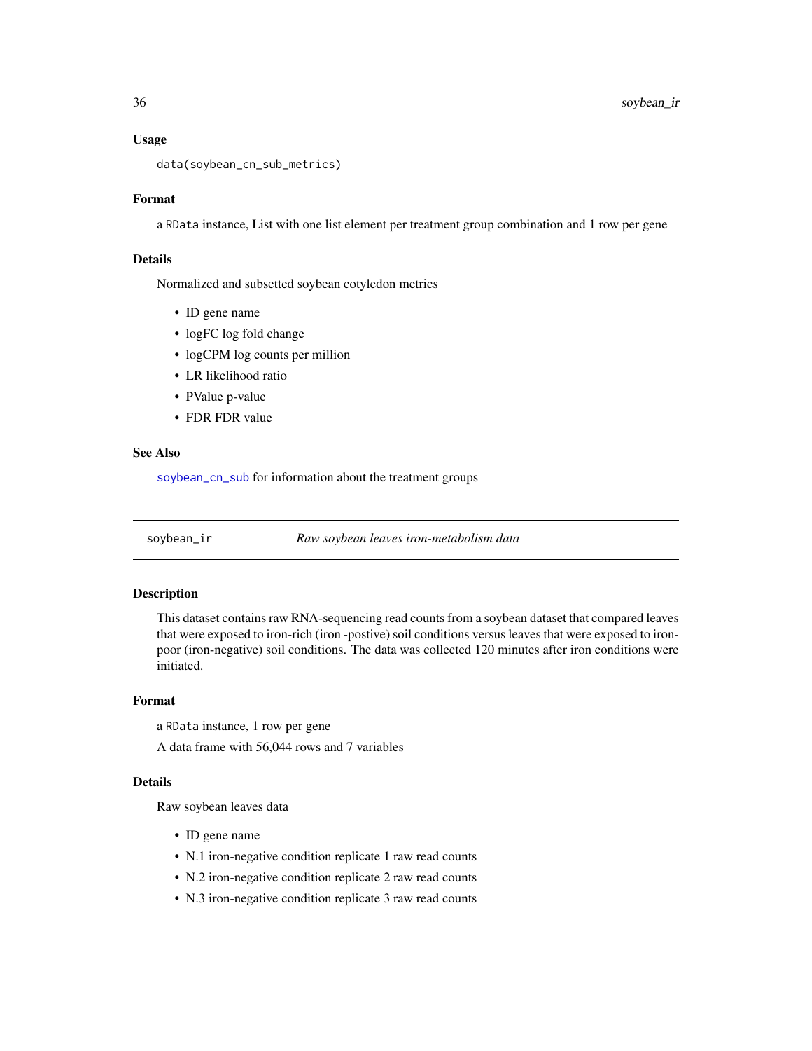### Usage

```
data(soybean_cn_sub_metrics)
```

### Format

a RData instance, List with one list element per treatment group combination and 1 row per gene

### Details

Normalized and subsetted soybean cotyledon metrics

- ID gene name
- logFC log fold change
- logCPM log counts per million
- LR likelihood ratio
- PValue p-value
- FDR FDR value

### See Also

soybean_cn_sub for information about the treatment groups

---

## soybean_ir *Raw soybean leaves iron-metabolism data*

---

### Description

This dataset contains raw RNA-sequencing read counts from a soybean dataset that compared leaves that were exposed to iron-rich (iron -postive) soil conditions versus leaves that were exposed to iron-poor (iron-negative) soil conditions. The data was collected 120 minutes after iron conditions were initiated.

### Format

a RData instance, 1 row per gene

A data frame with 56,044 rows and 7 variables

### Details

Raw soybean leaves data

- ID gene name
- N.1 iron-negative condition replicate 1 raw read counts
- N.2 iron-negative condition replicate 2 raw read counts
- N.3 iron-negative condition replicate 3 raw read counts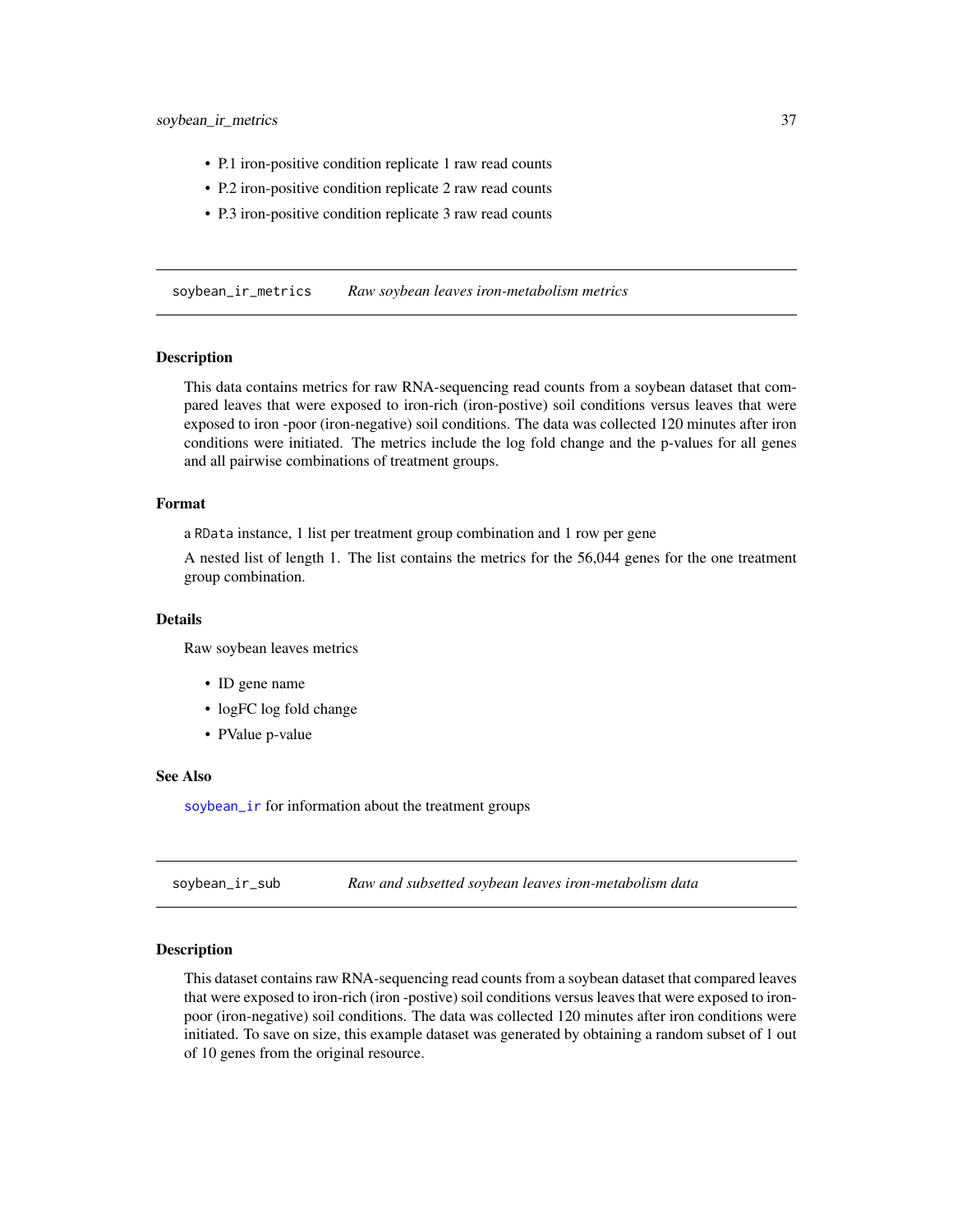- P.1 iron-positive condition replicate 1 raw read counts
- P.2 iron-positive condition replicate 2 raw read counts
- P.3 iron-positive condition replicate 3 raw read counts

---

## soybean_ir_metrics — *Raw soybean leaves iron-metabolism metrics*

### Description

This data contains metrics for raw RNA-sequencing read counts from a soybean dataset that compared leaves that were exposed to iron-rich (iron-postive) soil conditions versus leaves that were exposed to iron -poor (iron-negative) soil conditions. The data was collected 120 minutes after iron conditions were initiated. The metrics include the log fold change and the p-values for all genes and all pairwise combinations of treatment groups.

### Format

a `RData` instance, 1 list per treatment group combination and 1 row per gene

A nested list of length 1. The list contains the metrics for the 56,044 genes for the one treatment group combination.

### Details

Raw soybean leaves metrics

- ID gene name
- logFC log fold change
- PValue p-value

### See Also

`soybean_ir` for information about the treatment groups

---

## soybean_ir_sub — *Raw and subsetted soybean leaves iron-metabolism data*

### Description

This dataset contains raw RNA-sequencing read counts from a soybean dataset that compared leaves that were exposed to iron-rich (iron -postive) soil conditions versus leaves that were exposed to iron-poor (iron-negative) soil conditions. The data was collected 120 minutes after iron conditions were initiated. To save on size, this example dataset was generated by obtaining a random subset of 1 out of 10 genes from the original resource.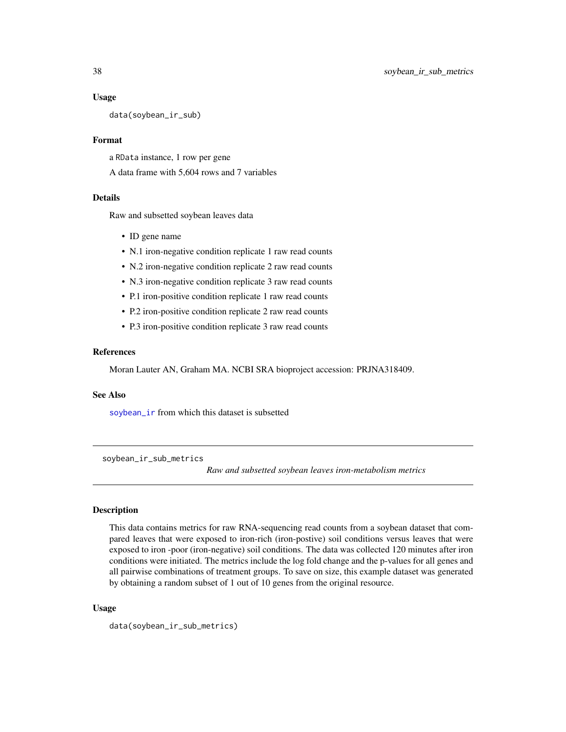### Usage

```
data(soybean_ir_sub)
```

### Format

a RData instance, 1 row per gene

A data frame with 5,604 rows and 7 variables

### Details

Raw and subsetted soybean leaves data

- ID gene name
- N.1 iron-negative condition replicate 1 raw read counts
- N.2 iron-negative condition replicate 2 raw read counts
- N.3 iron-negative condition replicate 3 raw read counts
- P.1 iron-positive condition replicate 1 raw read counts
- P.2 iron-positive condition replicate 2 raw read counts
- P.3 iron-positive condition replicate 3 raw read counts

### References

Moran Lauter AN, Graham MA. NCBI SRA bioproject accession: PRJNA318409.

### See Also

soybean_ir from which this dataset is subsetted

---

## soybean_ir_sub_metrics

*Raw and subsetted soybean leaves iron-metabolism metrics*

---

### Description

This data contains metrics for raw RNA-sequencing read counts from a soybean dataset that compared leaves that were exposed to iron-rich (iron-postive) soil conditions versus leaves that were exposed to iron -poor (iron-negative) soil conditions. The data was collected 120 minutes after iron conditions were initiated. The metrics include the log fold change and the p-values for all genes and all pairwise combinations of treatment groups. To save on size, this example dataset was generated by obtaining a random subset of 1 out of 10 genes from the original resource.

### Usage

```
data(soybean_ir_sub_metrics)
```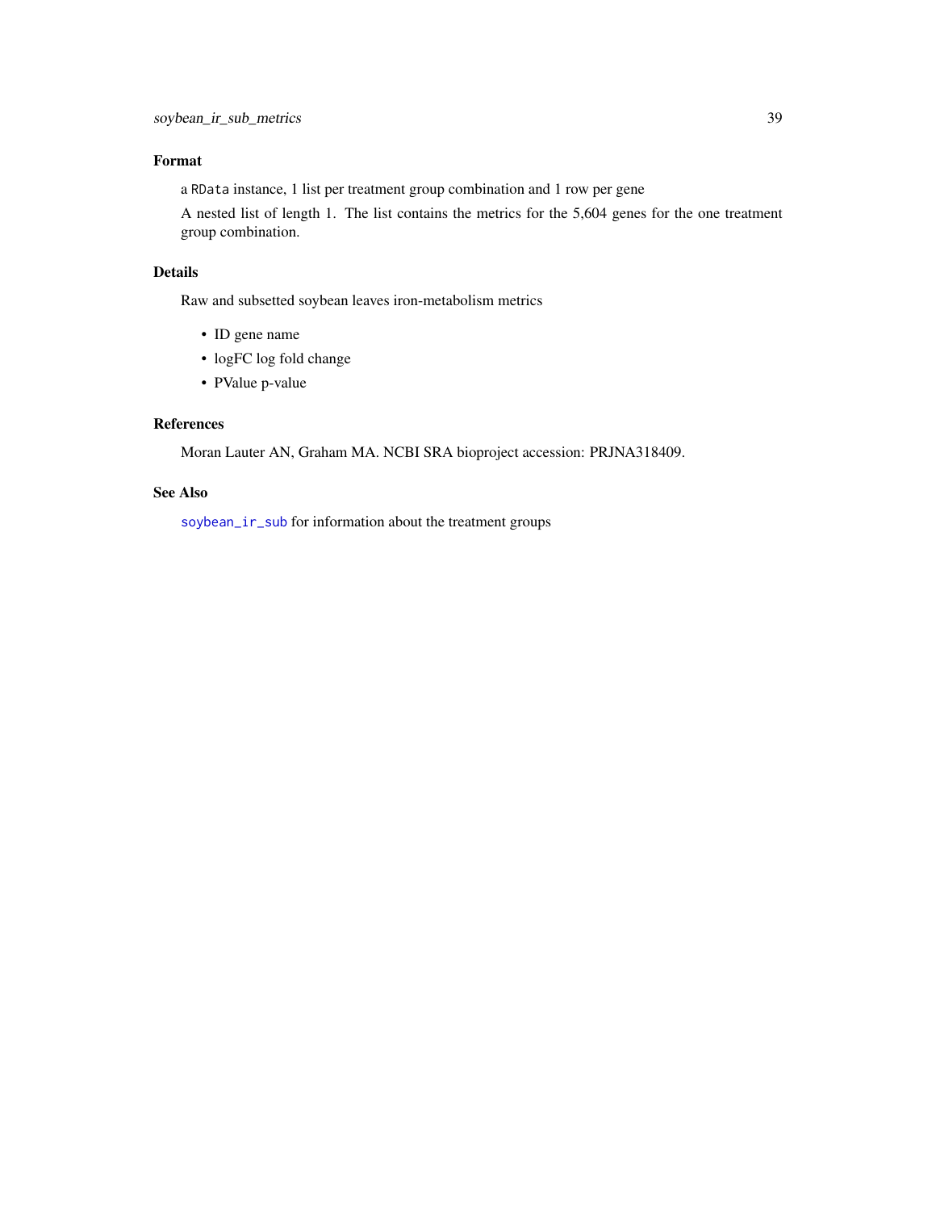### Format

a `RData` instance, 1 list per treatment group combination and 1 row per gene

A nested list of length 1. The list contains the metrics for the 5,604 genes for the one treatment group combination.

### Details

Raw and subsetted soybean leaves iron-metabolism metrics

- ID gene name
- logFC log fold change
- PValue p-value

### References

Moran Lauter AN, Graham MA. NCBI SRA bioproject accession: PRJNA318409.

### See Also

`soybean_ir_sub` for information about the treatment groups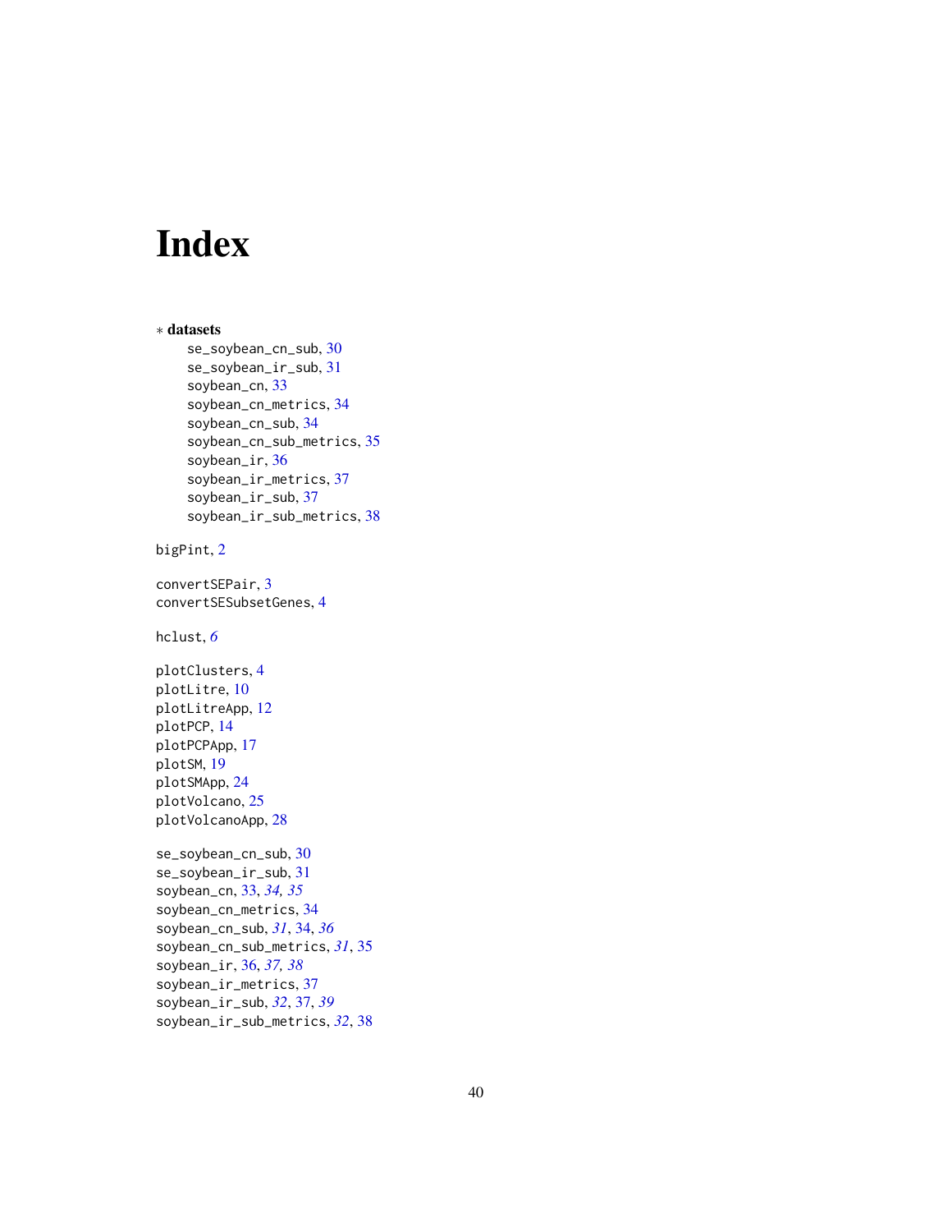# Index

∗ **datasets**

se_soybean_cn_sub, 30
se_soybean_ir_sub, 31
soybean_cn, 33
soybean_cn_metrics, 34
soybean_cn_sub, 34
soybean_cn_sub_metrics, 35
soybean_ir, 36
soybean_ir_metrics, 37
soybean_ir_sub, 37
soybean_ir_sub_metrics, 38

bigPint, 2

convertSEPair, 3
convertSESubsetGenes, 4

hclust, *6*

plotClusters, 4
plotLitre, 10
plotLitreApp, 12
plotPCP, 14
plotPCPApp, 17
plotSM, 19
plotSMApp, 24
plotVolcano, 25
plotVolcanoApp, 28

se_soybean_cn_sub, 30
se_soybean_ir_sub, 31
soybean_cn, 33, *34, 35*
soybean_cn_metrics, 34
soybean_cn_sub, *31*, 34, *36*
soybean_cn_sub_metrics, *31*, 35
soybean_ir, 36, *37, 38*
soybean_ir_metrics, 37
soybean_ir_sub, *32*, 37, *39*
soybean_ir_sub_metrics, *32*, 38